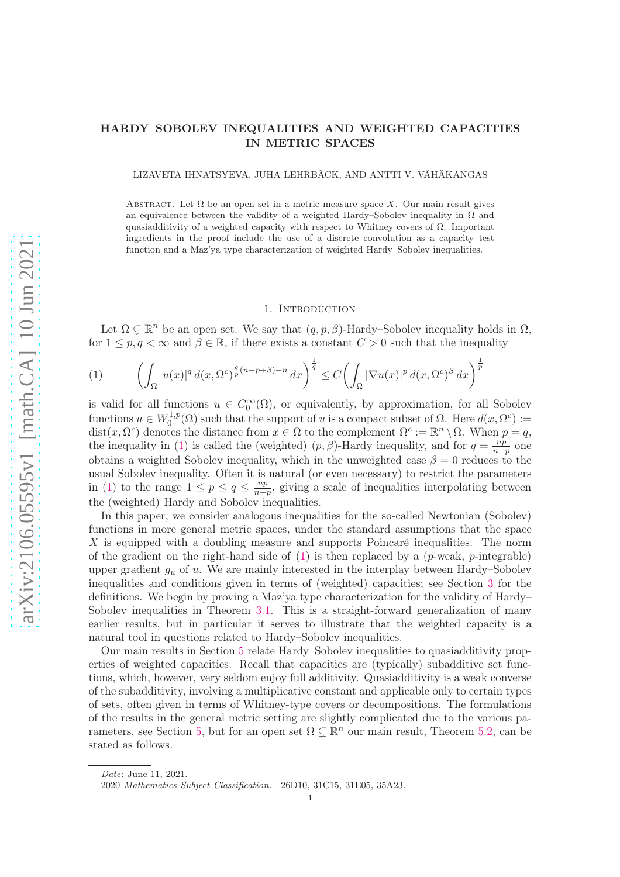# HARDY–SOBOLEV INEQUALITIES AND WEIGHTED CAPACITIES IN METRIC SPACES

LIZAVETA IHNATSYEVA, JUHA LEHRBÄCK, AND ANTTI V. VÄHÄKANGAS

Abstract. Let $\Omega$ be an open set in a metric measure space $X$. Our main result gives an equivalence between the validity of a weighted Hardy–Sobolev inequality in $\Omega$ and quasiadditivity of a weighted capacity with respect to Whitney covers of $\Omega$. Important ingredients in the proof include the use of a discrete convolution as a capacity test function and a Maz'ya type characterization of weighted Hardy–Sobolev inequalities.

## 1. Introduction

Let $\Omega \subsetneq \mathbb{R}^n$ be an open set. We say that $(q,p,\beta)$-Hardy–Sobolev inequality holds in $\Omega$, for $1 \le p, q < \infty$ and $\beta \in \mathbb{R}$, if there exists a constant $C > 0$ such that the inequality

$$
(1) \qquad \left( \int_\Omega |u(x)|^q \, d(x,\Omega^c)^{\frac{q}{p}(n-p+\beta)-n} \, dx \right)^{\frac{1}{q}} \le C \left( \int_\Omega |\nabla u(x)|^p \, d(x,\Omega^c)^\beta \, dx \right)^{\frac{1}{p}}
$$

is valid for all functions $u \in C_0^\infty(\Omega)$, or equivalently, by approximation, for all Sobolev functions $u \in W_0^{1,p}(\Omega)$ such that the support of $u$ is a compact subset of $\Omega$. Here $d(x,\Omega^c) := \operatorname{dist}(x,\Omega^c)$ denotes the distance from $x \in \Omega$ to the complement $\Omega^c := \mathbb{R}^n \setminus \Omega$. When $p = q$, the inequality in (1) is called the (weighted) $(p,\beta)$-Hardy inequality, and for $q = \frac{np}{n-p}$ one obtains a weighted Sobolev inequality, which in the unweighted case $\beta = 0$ reduces to the usual Sobolev inequality. Often it is natural (or even necessary) to restrict the parameters in (1) to the range $1 \le p \le q \le \frac{np}{n-p}$, giving a scale of inequalities interpolating between the (weighted) Hardy and Sobolev inequalities.

In this paper, we consider analogous inequalities for the so-called Newtonian (Sobolev) functions in more general metric spaces, under the standard assumptions that the space $X$ is equipped with a doubling measure and supports Poincaré inequalities. The norm of the gradient on the right-hand side of (1) is then replaced by a ($p$-weak, $p$-integrable) upper gradient $g_u$ of $u$. We are mainly interested in the interplay between Hardy–Sobolev inequalities and conditions given in terms of (weighted) capacities; see Section 3 for the definitions. We begin by proving a Maz'ya type characterization for the validity of Hardy–Sobolev inequalities in Theorem 3.1. This is a straight-forward generalization of many earlier results, but in particular it serves to illustrate that the weighted capacity is a natural tool in questions related to Hardy–Sobolev inequalities.

Our main results in Section 5 relate Hardy–Sobolev inequalities to quasiadditivity properties of weighted capacities. Recall that capacities are (typically) subadditive set functions, which, however, very seldom enjoy full additivity. Quasiadditivity is a weak converse of the subadditivity, involving a multiplicative constant and applicable only to certain types of sets, often given in terms of Whitney-type covers or decompositions. The formulations of the results in the general metric setting are slightly complicated due to the various parameters, see Section 5, but for an open set $\Omega \subsetneq \mathbb{R}^n$ our main result, Theorem 5.2, can be stated as follows.

*Date*: June 11, 2021.

2020 *Mathematics Subject Classification.* 26D10, 31C15, 31E05, 35A23.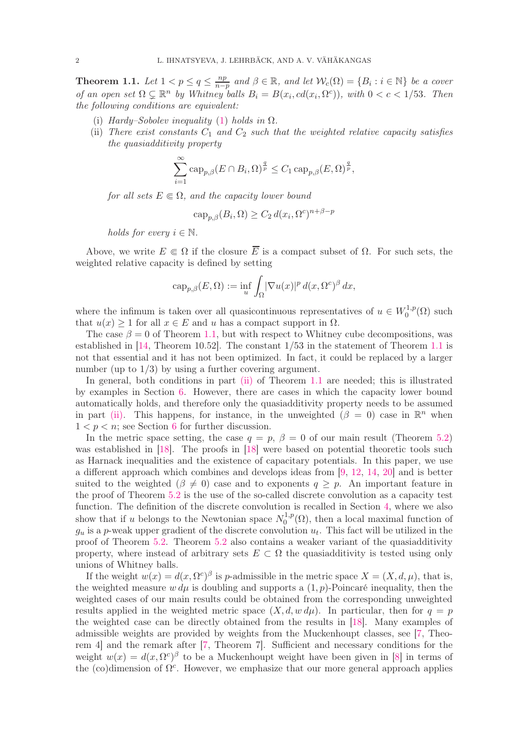**Theorem 1.1.** *Let $1 < p \le q \le \frac{np}{n-p}$ and $\beta \in \mathbb{R}$, and let $\mathcal{W}_c(\Omega) = \{B_i : i \in \mathbb{N}\}$ be a cover of an open set $\Omega \subsetneq \mathbb{R}^n$ by Whitney balls $B_i = B(x_i, cd(x_i, \Omega^c))$, with $0 < c < 1/53$. Then the following conditions are equivalent:*

(i) *Hardy–Sobolev inequality (1) holds in $\Omega$.*

(ii) *There exist constants $C_1$ and $C_2$ such that the weighted relative capacity satisfies the quasiadditivity property*

$$\sum_{i=1}^{\infty} \operatorname{cap}_{p,\beta}(E \cap B_i, \Omega)^{\frac{q}{p}} \le C_1 \operatorname{cap}_{p,\beta}(E, \Omega)^{\frac{q}{p}},$$

*for all sets $E \Subset \Omega$, and the capacity lower bound*

$$\operatorname{cap}_{p,\beta}(B_i, \Omega) \ge C_2\, d(x_i, \Omega^c)^{n+\beta-p}$$

*holds for every $i \in \mathbb{N}$.*

Above, we write $E \Subset \Omega$ if the closure $\overline{E}$ is a compact subset of $\Omega$. For such sets, the weighted relative capacity is defined by setting

$$\operatorname{cap}_{p,\beta}(E, \Omega) := \inf_u \int_\Omega |\nabla u(x)|^p \, d(x, \Omega^c)^\beta \, dx,$$

where the infimum is taken over all quasicontinuous representatives of $u \in W_0^{1,p}(\Omega)$ such that $u(x) \ge 1$ for all $x \in E$ and $u$ has a compact support in $\Omega$.

The case $\beta = 0$ of Theorem 1.1, but with respect to Whitney cube decompositions, was established in [14, Theorem 10.52]. The constant $1/53$ in the statement of Theorem 1.1 is not that essential and it has not been optimized. In fact, it could be replaced by a larger number (up to $1/3$) by using a further covering argument.

In general, both conditions in part (ii) of Theorem 1.1 are needed; this is illustrated by examples in Section 6. However, there are cases in which the capacity lower bound automatically holds, and therefore only the quasiadditivity property needs to be assumed in part (ii). This happens, for instance, in the unweighted ($\beta = 0$) case in $\mathbb{R}^n$ when $1 < p < n$; see Section 6 for further discussion.

In the metric space setting, the case $q = p$, $\beta = 0$ of our main result (Theorem 5.2) was established in [18]. The proofs in [18] were based on potential theoretic tools such as Harnack inequalities and the existence of capacitary potentials. In this paper, we use a different approach which combines and develops ideas from [9, 12, 14, 20] and is better suited to the weighted ($\beta \neq 0$) case and to exponents $q \ge p$. An important feature in the proof of Theorem 5.2 is the use of the so-called discrete convolution as a capacity test function. The definition of the discrete convolution is recalled in Section 4, where we also show that if $u$ belongs to the Newtonian space $N_0^{1,p}(\Omega)$, then a local maximal function of $g_u$ is a $p$-weak upper gradient of the discrete convolution $u_t$. This fact will be utilized in the proof of Theorem 5.2. Theorem 5.2 also contains a weaker variant of the quasiadditivity property, where instead of arbitrary sets $E \subset \Omega$ the quasiadditivity is tested using only unions of Whitney balls.

If the weight $w(x) = d(x, \Omega^c)^\beta$ is $p$-admissible in the metric space $X = (X, d, \mu)$, that is, the weighted measure $w\, d\mu$ is doubling and supports a $(1, p)$-Poincaré inequality, then the weighted cases of our main results could be obtained from the corresponding unweighted results applied in the weighted metric space $(X, d, w\, d\mu)$. In particular, then for $q = p$ the weighted case can be directly obtained from the results in [18]. Many examples of admissible weights are provided by weights from the Muckenhoupt classes, see [7, Theorem 4] and the remark after [7, Theorem 7]. Sufficient and necessary conditions for the weight $w(x) = d(x, \Omega^c)^\beta$ to be a Muckenhoupt weight have been given in [8] in terms of the (co)dimension of $\Omega^c$. However, we emphasize that our more general approach applies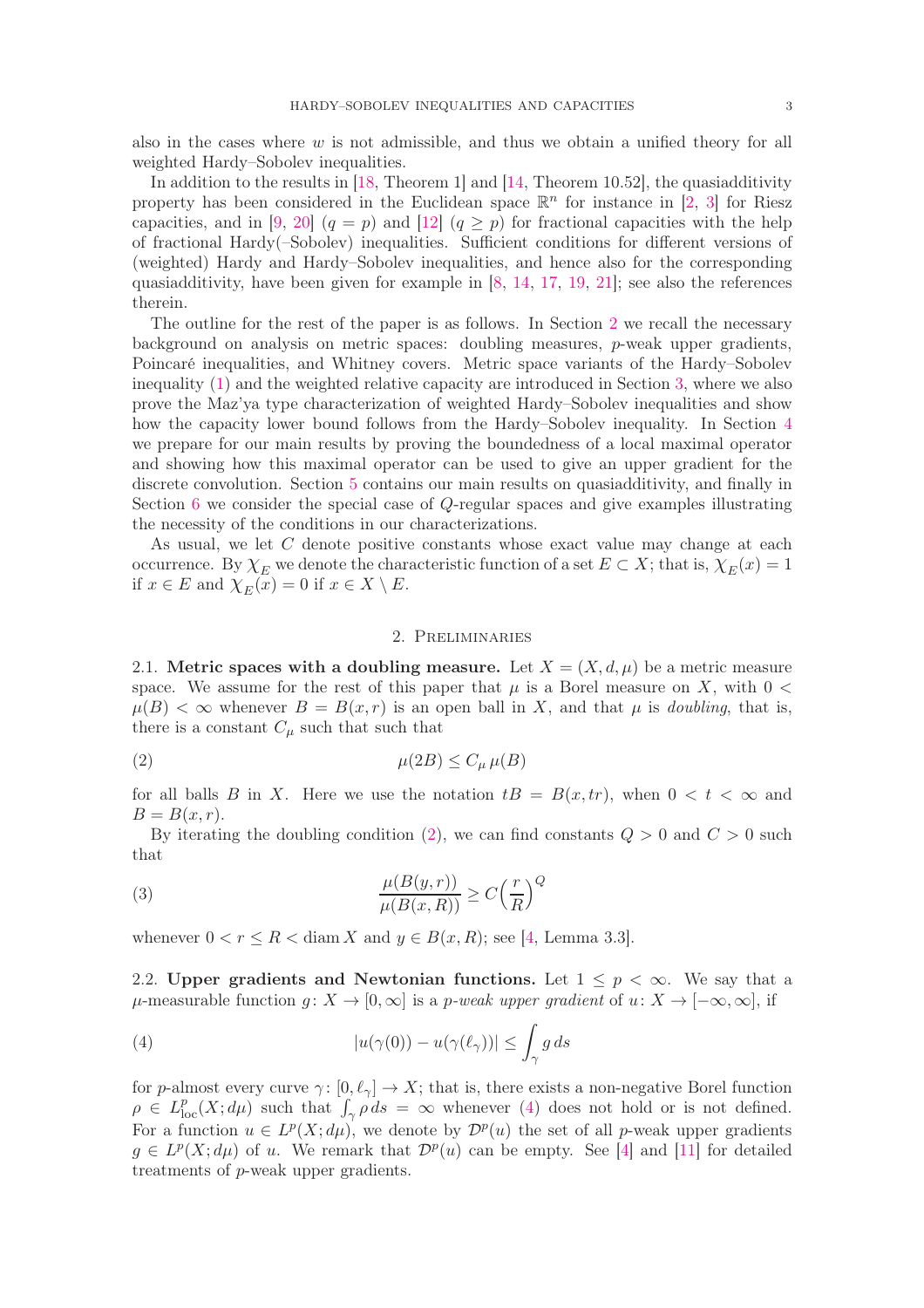also in the cases where $w$ is not admissible, and thus we obtain a unified theory for all weighted Hardy–Sobolev inequalities.

In addition to the results in [18, Theorem 1] and [14, Theorem 10.52], the quasiadditivity property has been considered in the Euclidean space $\mathbb{R}^n$ for instance in [2, 3] for Riesz capacities, and in [9, 20] ($q = p$) and [12] ($q \geq p$) for fractional capacities with the help of fractional Hardy(–Sobolev) inequalities. Sufficient conditions for different versions of (weighted) Hardy and Hardy–Sobolev inequalities, and hence also for the corresponding quasiadditivity, have been given for example in [8, 14, 17, 19, 21]; see also the references therein.

The outline for the rest of the paper is as follows. In Section 2 we recall the necessary background on analysis on metric spaces: doubling measures, $p$-weak upper gradients, Poincaré inequalities, and Whitney covers. Metric space variants of the Hardy–Sobolev inequality (1) and the weighted relative capacity are introduced in Section 3, where we also prove the Maz'ya type characterization of weighted Hardy–Sobolev inequalities and show how the capacity lower bound follows from the Hardy–Sobolev inequality. In Section 4 we prepare for our main results by proving the boundedness of a local maximal operator and showing how this maximal operator can be used to give an upper gradient for the discrete convolution. Section 5 contains our main results on quasiadditivity, and finally in Section 6 we consider the special case of $Q$-regular spaces and give examples illustrating the necessity of the conditions in our characterizations.

As usual, we let $C$ denote positive constants whose exact value may change at each occurrence. By $\chi_E$ we denote the characteristic function of a set $E \subset X$; that is, $\chi_E(x) = 1$ if $x \in E$ and $\chi_E(x) = 0$ if $x \in X \setminus E$.

## 2. Preliminaries

**2.1. Metric spaces with a doubling measure.** Let $X = (X, d, \mu)$ be a metric measure space. We assume for the rest of this paper that $\mu$ is a Borel measure on $X$, with $0 < \mu(B) < \infty$ whenever $B = B(x, r)$ is an open ball in $X$, and that $\mu$ is *doubling*, that is, there is a constant $C_\mu$ such that such that

$$\mu(2B) \leq C_\mu \, \mu(B) \tag{2}$$

for all balls $B$ in $X$. Here we use the notation $tB = B(x, tr)$, when $0 < t < \infty$ and $B = B(x, r)$.

By iterating the doubling condition (2), we can find constants $Q > 0$ and $C > 0$ such that

$$\frac{\mu(B(y,r))}{\mu(B(x,R))} \geq C\Big(\frac{r}{R}\Big)^Q \tag{3}$$

whenever $0 < r \leq R < \operatorname{diam} X$ and $y \in B(x, R)$; see [4, Lemma 3.3].

**2.2. Upper gradients and Newtonian functions.** Let $1 \leq p < \infty$. We say that a $\mu$-measurable function $g \colon X \to [0, \infty]$ is a *$p$-weak upper gradient* of $u \colon X \to [-\infty, \infty]$, if

$$|u(\gamma(0)) - u(\gamma(\ell_\gamma))| \leq \int_\gamma g \, ds \tag{4}$$

for $p$-almost every curve $\gamma \colon [0, \ell_\gamma] \to X$; that is, there exists a non-negative Borel function $\rho \in L^p_{\mathrm{loc}}(X; d\mu)$ such that $\int_\gamma \rho \, ds = \infty$ whenever (4) does not hold or is not defined. For a function $u \in L^p(X; d\mu)$, we denote by $\mathcal{D}^p(u)$ the set of all $p$-weak upper gradients $g \in L^p(X; d\mu)$ of $u$. We remark that $\mathcal{D}^p(u)$ can be empty. See [4] and [11] for detailed treatments of $p$-weak upper gradients.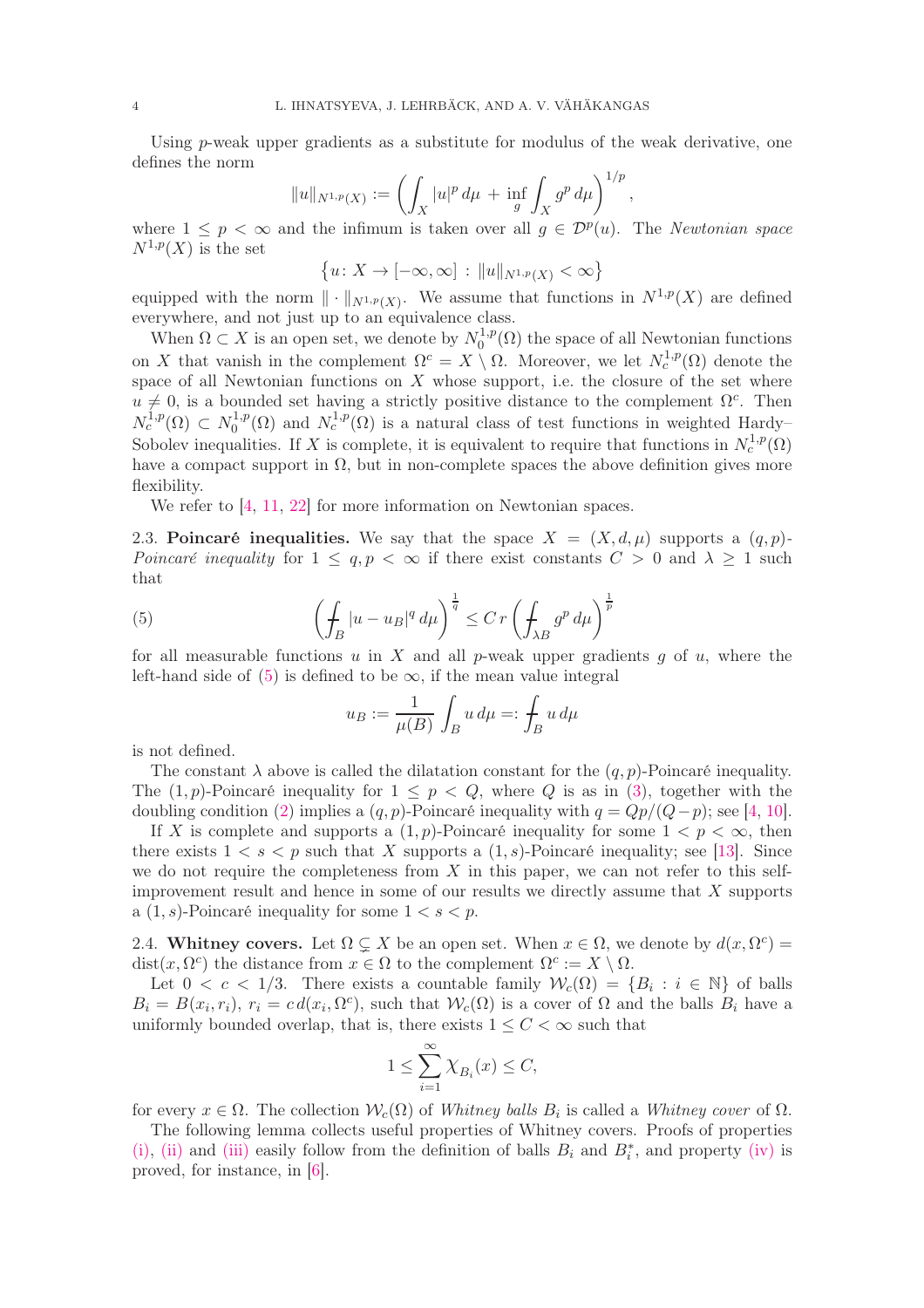Using $p$-weak upper gradients as a substitute for modulus of the weak derivative, one defines the norm

$$\|u\|_{N^{1,p}(X)} := \left( \int_X |u|^p \, d\mu + \inf_g \int_X g^p \, d\mu \right)^{1/p},$$

where $1 \le p < \infty$ and the infimum is taken over all $g \in \mathcal{D}^p(u)$. The *Newtonian space* $N^{1,p}(X)$ is the set

$$\left\{ u \colon X \to [-\infty, \infty] \, : \, \|u\|_{N^{1,p}(X)} < \infty \right\}$$

equipped with the norm $\| \cdot \|_{N^{1,p}(X)}$. We assume that functions in $N^{1,p}(X)$ are defined everywhere, and not just up to an equivalence class.

When $\Omega \subset X$ is an open set, we denote by $N_0^{1,p}(\Omega)$ the space of all Newtonian functions on $X$ that vanish in the complement $\Omega^c = X \setminus \Omega$. Moreover, we let $N_c^{1,p}(\Omega)$ denote the space of all Newtonian functions on $X$ whose support, i.e. the closure of the set where $u \ne 0$, is a bounded set having a strictly positive distance to the complement $\Omega^c$. Then $N_c^{1,p}(\Omega) \subset N_0^{1,p}(\Omega)$ and $N_c^{1,p}(\Omega)$ is a natural class of test functions in weighted Hardy–Sobolev inequalities. If $X$ is complete, it is equivalent to require that functions in $N_c^{1,p}(\Omega)$ have a compact support in $\Omega$, but in non-complete spaces the above definition gives more flexibility.

We refer to [4, 11, 22] for more information on Newtonian spaces.

### 2.3. Poincaré inequalities.

We say that the space $X = (X, d, \mu)$ supports a $(q,p)$-*Poincaré inequality* for $1 \le q, p < \infty$ if there exist constants $C > 0$ and $\lambda \ge 1$ such that

$$\left( \fint_B |u - u_B|^q \, d\mu \right)^{\frac{1}{q}} \le C \, r \left( \fint_{\lambda B} g^p \, d\mu \right)^{\frac{1}{p}} \tag{5}$$

for all measurable functions $u$ in $X$ and all $p$-weak upper gradients $g$ of $u$, where the left-hand side of (5) is defined to be $\infty$, if the mean value integral

$$u_B := \frac{1}{\mu(B)} \int_B u \, d\mu =: \fint_B u \, d\mu$$

is not defined.

The constant $\lambda$ above is called the dilatation constant for the $(q,p)$-Poincaré inequality. The $(1,p)$-Poincaré inequality for $1 \le p < Q$, where $Q$ is as in (3), together with the doubling condition (2) implies a $(q,p)$-Poincaré inequality with $q = Qp/(Q-p)$; see [4, 10].

If $X$ is complete and supports a $(1,p)$-Poincaré inequality for some $1 < p < \infty$, then there exists $1 < s < p$ such that $X$ supports a $(1,s)$-Poincaré inequality; see [13]. Since we do not require the completeness from $X$ in this paper, we can not refer to this self-improvement result and hence in some of our results we directly assume that $X$ supports a $(1,s)$-Poincaré inequality for some $1 < s < p$.

### 2.4. Whitney covers.

Let $\Omega \subsetneq X$ be an open set. When $x \in \Omega$, we denote by $d(x, \Omega^c) = \operatorname{dist}(x, \Omega^c)$ the distance from $x \in \Omega$ to the complement $\Omega^c := X \setminus \Omega$.

Let $0 < c < 1/3$. There exists a countable family $\mathcal{W}_c(\Omega) = \{B_i : i \in \mathbb{N}\}$ of balls $B_i = B(x_i, r_i)$, $r_i = c \, d(x_i, \Omega^c)$, such that $\mathcal{W}_c(\Omega)$ is a cover of $\Omega$ and the balls $B_i$ have a uniformly bounded overlap, that is, there exists $1 \le C < \infty$ such that

$$1 \le \sum_{i=1}^{\infty} \chi_{B_i}(x) \le C,$$

for every $x \in \Omega$. The collection $\mathcal{W}_c(\Omega)$ of *Whitney balls* $B_i$ is called a *Whitney cover* of $\Omega$.

The following lemma collects useful properties of Whitney covers. Proofs of properties (i), (ii) and (iii) easily follow from the definition of balls $B_i$ and $B_i^*$, and property (iv) is proved, for instance, in [6].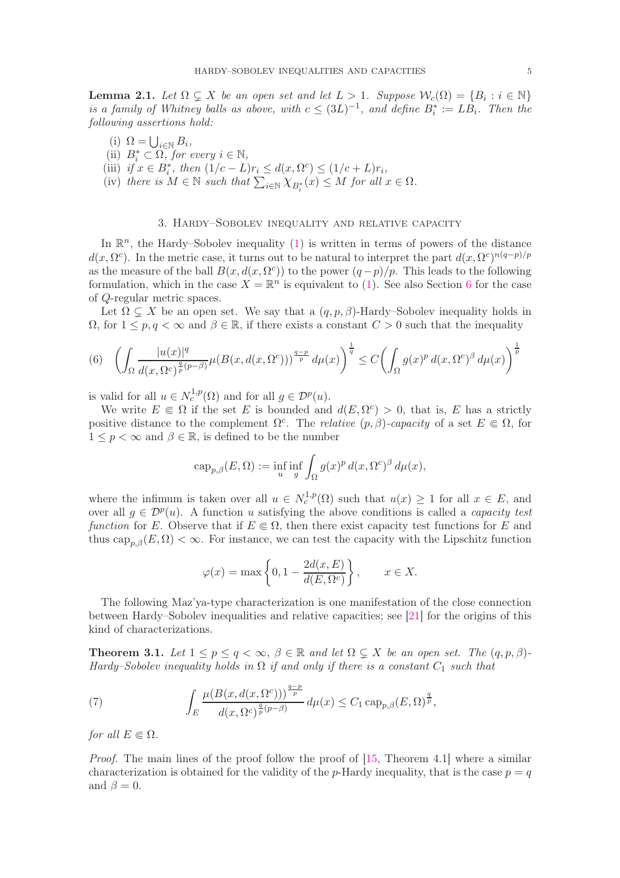**Lemma 2.1.** *Let $\Omega \subsetneq X$ be an open set and let $L > 1$. Suppose $\mathcal{W}_c(\Omega) = \{B_i : i \in \mathbb{N}\}$ is a family of Whitney balls as above, with $c \le (3L)^{-1}$, and define $B_i^* := LB_i$. Then the following assertions hold:*

- (i) $\Omega = \bigcup_{i\in\mathbb{N}} B_i$,
- (ii) $B_i^* \subset \Omega$, *for every* $i \in \mathbb{N}$,
- (iii) *if* $x \in B_i^*$, *then* $(1/c - L)r_i \le d(x, \Omega^c) \le (1/c + L)r_i$,
- (iv) *there is* $M \in \mathbb{N}$ *such that* $\sum_{i\in\mathbb{N}} \chi_{B_i^*}(x) \le M$ *for all* $x \in \Omega$.

## 3. Hardy–Sobolev inequality and relative capacity

In $\mathbb{R}^n$, the Hardy–Sobolev inequality (1) is written in terms of powers of the distance $d(x, \Omega^c)$. In the metric case, it turns out to be natural to interpret the part $d(x, \Omega^c)^{n(q-p)/p}$ as the measure of the ball $B(x, d(x, \Omega^c))$ to the power $(q-p)/p$. This leads to the following formulation, which in the case $X = \mathbb{R}^n$ is equivalent to (1). See also Section 6 for the case of $Q$-regular metric spaces.

Let $\Omega \subsetneq X$ be an open set. We say that a $(q, p, \beta)$-Hardy–Sobolev inequality holds in $\Omega$, for $1 \le p, q < \infty$ and $\beta \in \mathbb{R}$, if there exists a constant $C > 0$ such that the inequality

$$(6)\quad \left(\int_\Omega \frac{|u(x)|^q}{d(x,\Omega^c)^{\frac{q}{p}(p-\beta)}} \mu(B(x, d(x,\Omega^c)))^{\frac{q-p}{p}}\, d\mu(x)\right)^{\frac{1}{q}} \le C\left(\int_\Omega g(x)^p\, d(x,\Omega^c)^\beta\, d\mu(x)\right)^{\frac{1}{p}}$$

is valid for all $u \in N_c^{1,p}(\Omega)$ and for all $g \in \mathcal{D}^p(u)$.

We write $E \Subset \Omega$ if the set $E$ is bounded and $d(E, \Omega^c) > 0$, that is, $E$ has a strictly positive distance to the complement $\Omega^c$. The *relative* $(p, \beta)$*-capacity* of a set $E \Subset \Omega$, for $1 \le p < \infty$ and $\beta \in \mathbb{R}$, is defined to be the number

$$\operatorname{cap}_{p,\beta}(E, \Omega) := \inf_u \inf_g \int_\Omega g(x)^p\, d(x,\Omega^c)^\beta\, d\mu(x),$$

where the infimum is taken over all $u \in N_c^{1,p}(\Omega)$ such that $u(x) \ge 1$ for all $x \in E$, and over all $g \in \mathcal{D}^p(u)$. A function $u$ satisfying the above conditions is called a *capacity test function* for $E$. Observe that if $E \Subset \Omega$, then there exist capacity test functions for $E$ and thus $\operatorname{cap}_{p,\beta}(E, \Omega) < \infty$. For instance, we can test the capacity with the Lipschitz function

$$\varphi(x) = \max\left\{0, 1 - \frac{2d(x,E)}{d(E,\Omega^c)}\right\}, \qquad x \in X.$$

The following Maz'ya-type characterization is one manifestation of the close connection between Hardy–Sobolev inequalities and relative capacities; see [21] for the origins of this kind of characterizations.

**Theorem 3.1.** *Let $1 \le p \le q < \infty$, $\beta \in \mathbb{R}$ and let $\Omega \subsetneq X$ be an open set. The $(q, p, \beta)$-Hardy–Sobolev inequality holds in $\Omega$ if and only if there is a constant $C_1$ such that*

$$(7)\qquad \int_E \frac{\mu(B(x, d(x,\Omega^c)))^{\frac{q-p}{p}}}{d(x,\Omega^c)^{\frac{q}{p}(p-\beta)}}\, d\mu(x) \le C_1 \operatorname{cap}_{p,\beta}(E, \Omega)^{\frac{q}{p}},$$

*for all $E \Subset \Omega$.*

*Proof.* The main lines of the proof follow the proof of [15, Theorem 4.1] where a similar characterization is obtained for the validity of the $p$-Hardy inequality, that is the case $p = q$ and $\beta = 0$.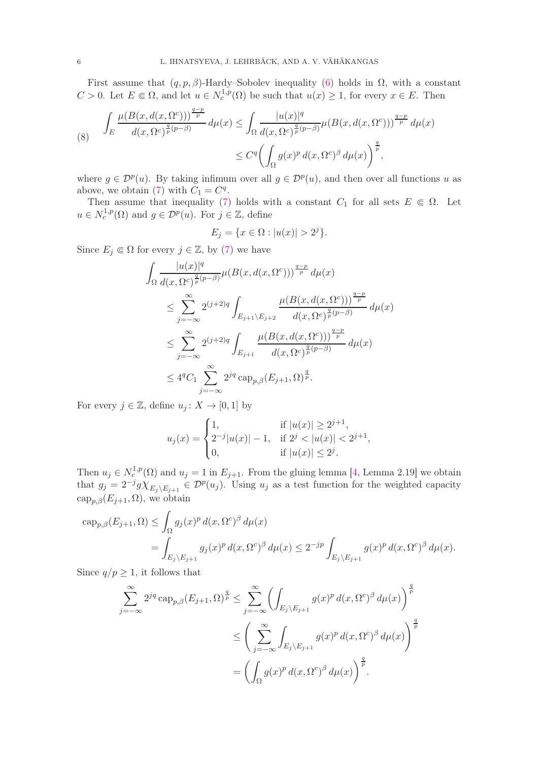First assume that $(q,p,\beta)$-Hardy–Sobolev inequality (6) holds in $\Omega$, with a constant $C>0$. Let $E \Subset \Omega$, and let $u \in N_c^{1,p}(\Omega)$ be such that $u(x) \geq 1$, for every $x \in E$. Then

$$
\begin{aligned}
\int_E \frac{\mu(B(x,d(x,\Omega^c)))^{\frac{q-p}{p}}}{d(x,\Omega^c)^{\frac{q}{p}(p-\beta)}}\,d\mu(x) &\leq \int_\Omega \frac{|u(x)|^q}{d(x,\Omega^c)^{\frac{q}{p}(p-\beta)}}\mu(B(x,d(x,\Omega^c)))^{\frac{q-p}{p}}\,d\mu(x) \\
&\leq C^q\biggl(\int_\Omega g(x)^p\,d(x,\Omega^c)^\beta\,d\mu(x)\biggr)^{\frac{q}{p}},
\end{aligned} \tag{8}
$$

where $g \in \mathcal{D}^p(u)$. By taking infimum over all $g \in \mathcal{D}^p(u)$, and then over all functions $u$ as above, we obtain (7) with $C_1 = C^q$.

Then assume that inequality (7) holds with a constant $C_1$ for all sets $E \Subset \Omega$. Let $u \in N_c^{1,p}(\Omega)$ and $g \in \mathcal{D}^p(u)$. For $j \in \mathbb{Z}$, define

$$
E_j = \{x \in \Omega : |u(x)| > 2^j\}.
$$

Since $E_j \Subset \Omega$ for every $j \in \mathbb{Z}$, by (7) we have

$$
\begin{aligned}
\int_\Omega &\frac{|u(x)|^q}{d(x,\Omega^c)^{\frac{q}{p}(p-\beta)}}\mu(B(x,d(x,\Omega^c)))^{\frac{q-p}{p}}\,d\mu(x) \\
&\leq \sum_{j=-\infty}^{\infty} 2^{(j+2)q}\int_{E_{j+1}\setminus E_{j+2}} \frac{\mu(B(x,d(x,\Omega^c)))^{\frac{q-p}{p}}}{d(x,\Omega^c)^{\frac{q}{p}(p-\beta)}}\,d\mu(x) \\
&\leq \sum_{j=-\infty}^{\infty} 2^{(j+2)q}\int_{E_{j+1}} \frac{\mu(B(x,d(x,\Omega^c)))^{\frac{q-p}{p}}}{d(x,\Omega^c)^{\frac{q}{p}(p-\beta)}}\,d\mu(x) \\
&\leq 4^q C_1 \sum_{j=-\infty}^{\infty} 2^{jq}\operatorname{cap}_{p,\beta}(E_{j+1},\Omega)^{\frac{q}{p}}.
\end{aligned}
$$

For every $j \in \mathbb{Z}$, define $u_j\colon X \to [0,1]$ by

$$
u_j(x) = \begin{cases} 1, & \text{if } |u(x)| \geq 2^{j+1}, \\ 2^{-j}|u(x)| - 1, & \text{if } 2^j < |u(x)| < 2^{j+1}, \\ 0, & \text{if } |u(x)| \leq 2^j. \end{cases}
$$

Then $u_j \in N_c^{1,p}(\Omega)$ and $u_j = 1$ in $E_{j+1}$. From the gluing lemma [4, Lemma 2.19] we obtain that $g_j = 2^{-j} g \chi_{E_j \setminus E_{j+1}} \in \mathcal{D}^p(u_j)$. Using $u_j$ as a test function for the weighted capacity $\operatorname{cap}_{p,\beta}(E_{j+1},\Omega)$, we obtain

$$
\begin{aligned}
\operatorname{cap}_{p,\beta}(E_{j+1},\Omega) &\leq \int_\Omega g_j(x)^p\,d(x,\Omega^c)^\beta\,d\mu(x) \\
&= \int_{E_j\setminus E_{j+1}} g_j(x)^p\,d(x,\Omega^c)^\beta\,d\mu(x) \leq 2^{-jp}\int_{E_j\setminus E_{j+1}} g(x)^p\,d(x,\Omega^c)^\beta\,d\mu(x).
\end{aligned}
$$

Since $q/p \geq 1$, it follows that

$$
\begin{aligned}
\sum_{j=-\infty}^{\infty} 2^{jq}\operatorname{cap}_{p,\beta}(E_{j+1},\Omega)^{\frac{q}{p}} &\leq \sum_{j=-\infty}^{\infty}\biggl(\int_{E_j\setminus E_{j+1}} g(x)^p\,d(x,\Omega^c)^\beta\,d\mu(x)\biggr)^{\frac{q}{p}} \\
&\leq \biggl(\sum_{j=-\infty}^{\infty}\int_{E_j\setminus E_{j+1}} g(x)^p\,d(x,\Omega^c)^\beta\,d\mu(x)\biggr)^{\frac{q}{p}} \\
&= \biggl(\int_\Omega g(x)^p\,d(x,\Omega^c)^\beta\,d\mu(x)\biggr)^{\frac{q}{p}}.
\end{aligned}
$$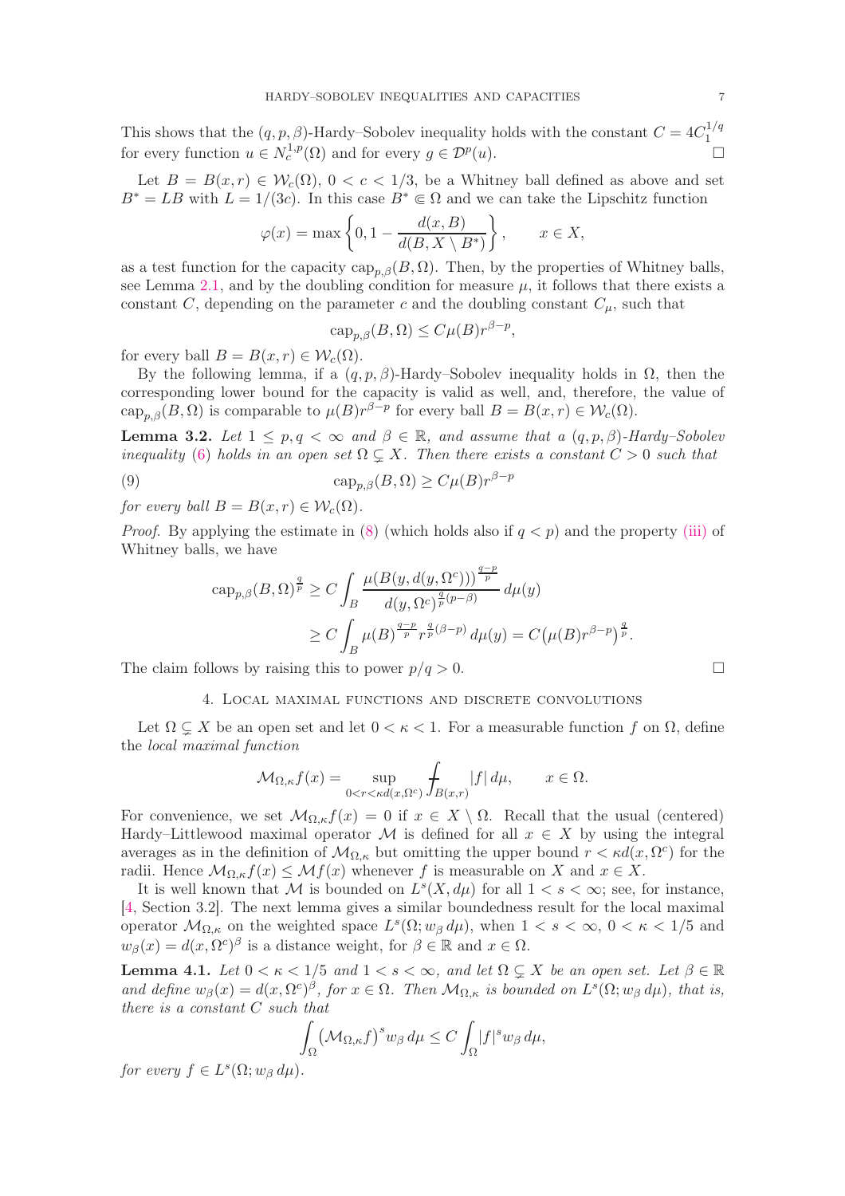This shows that the $(q,p,\beta)$-Hardy–Sobolev inequality holds with the constant $C = 4C_1^{1/q}$ for every function $u \in N_c^{1,p}(\Omega)$ and for every $g \in \mathcal{D}^p(u)$. $\square$

Let $B = B(x,r) \in \mathcal{W}_c(\Omega)$, $0 < c < 1/3$, be a Whitney ball defined as above and set $B^* = LB$ with $L = 1/(3c)$. In this case $B^* \Subset \Omega$ and we can take the Lipschitz function

$$\varphi(x) = \max\left\{0, 1 - \frac{d(x,B)}{d(B, X\setminus B^*)}\right\}, \qquad x \in X,$$

as a test function for the capacity $\operatorname{cap}_{p,\beta}(B,\Omega)$. Then, by the properties of Whitney balls, see Lemma 2.1, and by the doubling condition for measure $\mu$, it follows that there exists a constant $C$, depending on the parameter $c$ and the doubling constant $C_\mu$, such that

$$\operatorname{cap}_{p,\beta}(B,\Omega) \le C\mu(B) r^{\beta - p},$$

for every ball $B = B(x,r) \in \mathcal{W}_c(\Omega)$.

By the following lemma, if a $(q,p,\beta)$-Hardy–Sobolev inequality holds in $\Omega$, then the corresponding lower bound for the capacity is valid as well, and, therefore, the value of $\operatorname{cap}_{p,\beta}(B,\Omega)$ is comparable to $\mu(B) r^{\beta-p}$ for every ball $B = B(x,r) \in \mathcal{W}_c(\Omega)$.

**Lemma 3.2.** *Let $1 \le p, q < \infty$ and $\beta \in \mathbb{R}$, and assume that a $(q,p,\beta)$-Hardy–Sobolev inequality (6) holds in an open set $\Omega \subsetneq X$. Then there exists a constant $C > 0$ such that*

$$\operatorname{cap}_{p,\beta}(B,\Omega) \ge C\mu(B) r^{\beta-p} \tag{9}$$

*for every ball $B = B(x,r) \in \mathcal{W}_c(\Omega)$.*

*Proof.* By applying the estimate in (8) (which holds also if $q < p$) and the property (iii) of Whitney balls, we have

$$\begin{aligned}
\operatorname{cap}_{p,\beta}(B,\Omega)^{\frac{q}{p}} &\ge C \int_B \frac{\mu(B(y, d(y,\Omega^c)))^{\frac{q-p}{p}}}{d(y,\Omega^c)^{\frac{q}{p}(p-\beta)}}\, d\mu(y) \\
&\ge C \int_B \mu(B)^{\frac{q-p}{p}} r^{\frac{q}{p}(\beta-p)}\, d\mu(y) = C\big(\mu(B) r^{\beta-p}\big)^{\frac{q}{p}}.
\end{aligned}$$

The claim follows by raising this to power $p/q > 0$. $\square$

## 4. Local maximal functions and discrete convolutions

Let $\Omega \subsetneq X$ be an open set and let $0 < \kappa < 1$. For a measurable function $f$ on $\Omega$, define the *local maximal function*

$$\mathcal{M}_{\Omega,\kappa} f(x) = \sup_{0 < r < \kappa d(x,\Omega^c)} \fint_{B(x,r)} |f|\, d\mu, \qquad x \in \Omega.$$

For convenience, we set $\mathcal{M}_{\Omega,\kappa} f(x) = 0$ if $x \in X \setminus \Omega$. Recall that the usual (centered) Hardy–Littlewood maximal operator $\mathcal{M}$ is defined for all $x \in X$ by using the integral averages as in the definition of $\mathcal{M}_{\Omega,\kappa}$ but omitting the upper bound $r < \kappa d(x,\Omega^c)$ for the radii. Hence $\mathcal{M}_{\Omega,\kappa} f(x) \le \mathcal{M} f(x)$ whenever $f$ is measurable on $X$ and $x \in X$.

It is well known that $\mathcal{M}$ is bounded on $L^s(X, d\mu)$ for all $1 < s < \infty$; see, for instance, [4, Section 3.2]. The next lemma gives a similar boundedness result for the local maximal operator $\mathcal{M}_{\Omega,\kappa}$ on the weighted space $L^s(\Omega; w_\beta\, d\mu)$, when $1 < s < \infty$, $0 < \kappa < 1/5$ and $w_\beta(x) = d(x,\Omega^c)^\beta$ is a distance weight, for $\beta \in \mathbb{R}$ and $x \in \Omega$.

**Lemma 4.1.** *Let $0 < \kappa < 1/5$ and $1 < s < \infty$, and let $\Omega \subsetneq X$ be an open set. Let $\beta \in \mathbb{R}$ and define $w_\beta(x) = d(x,\Omega^c)^\beta$, for $x \in \Omega$. Then $\mathcal{M}_{\Omega,\kappa}$ is bounded on $L^s(\Omega; w_\beta\, d\mu)$, that is, there is a constant $C$ such that*

$$\int_\Omega \big(\mathcal{M}_{\Omega,\kappa} f\big)^s w_\beta\, d\mu \le C \int_\Omega |f|^s w_\beta\, d\mu,$$

*for every $f \in L^s(\Omega; w_\beta\, d\mu)$.*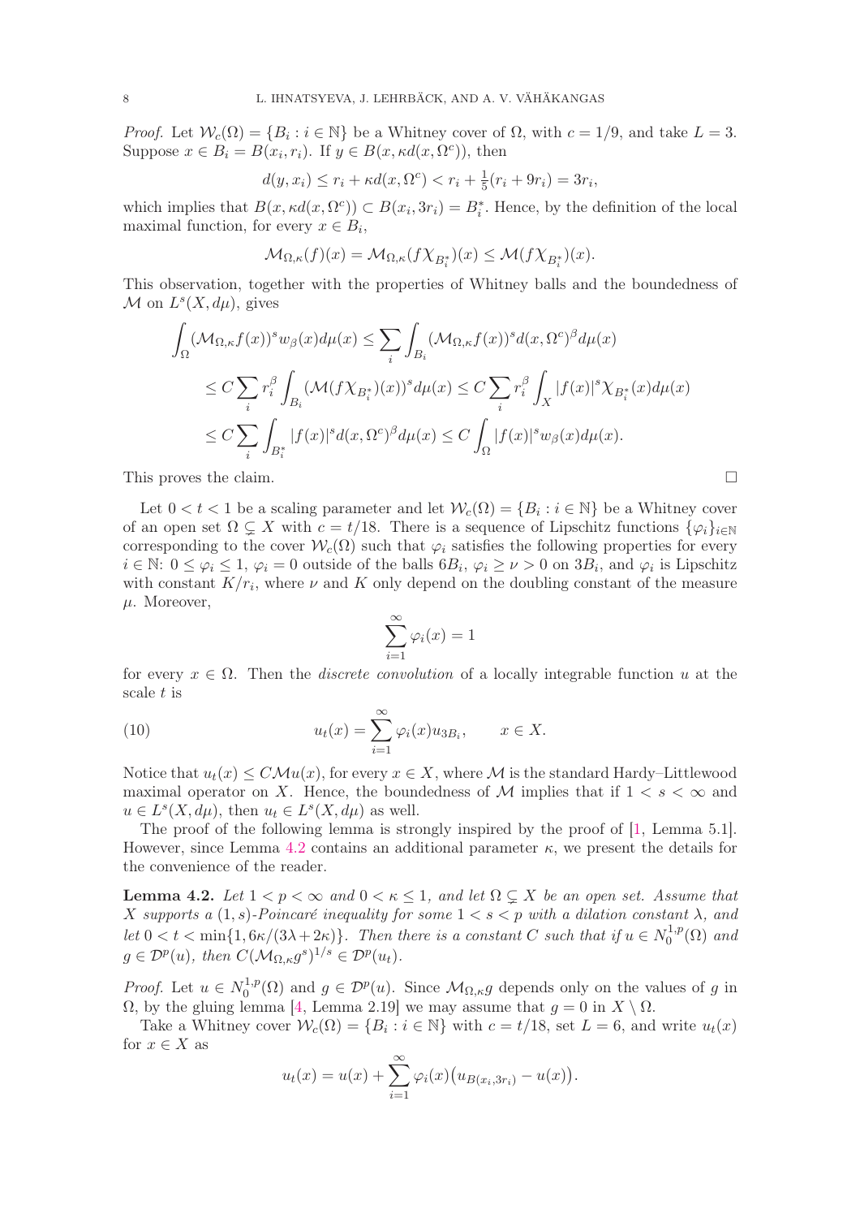*Proof.* Let $\mathcal{W}_c(\Omega) = \{B_i : i \in \mathbb{N}\}$ be a Whitney cover of $\Omega$, with $c = 1/9$, and take $L = 3$. Suppose $x \in B_i = B(x_i, r_i)$. If $y \in B(x, \kappa d(x, \Omega^c))$, then

$$d(y, x_i) \le r_i + \kappa d(x, \Omega^c) < r_i + \tfrac{1}{5}(r_i + 9r_i) = 3r_i,$$

which implies that $B(x, \kappa d(x, \Omega^c)) \subset B(x_i, 3r_i) = B_i^*$. Hence, by the definition of the local maximal function, for every $x \in B_i$,

$$\mathcal{M}_{\Omega,\kappa}(f)(x) = \mathcal{M}_{\Omega,\kappa}(f\chi_{B_i^*})(x) \le \mathcal{M}(f\chi_{B_i^*})(x).$$

This observation, together with the properties of Whitney balls and the boundedness of $\mathcal{M}$ on $L^s(X, d\mu)$, gives

$$\begin{aligned}
\int_\Omega (\mathcal{M}_{\Omega,\kappa} f(x))^s w_\beta(x) d\mu(x) &\le \sum_i \int_{B_i} (\mathcal{M}_{\Omega,\kappa} f(x))^s d(x, \Omega^c)^\beta d\mu(x) \\
&\le C \sum_i r_i^\beta \int_{B_i} (\mathcal{M}(f\chi_{B_i^*})(x))^s d\mu(x) \le C \sum_i r_i^\beta \int_X |f(x)|^s \chi_{B_i^*}(x) d\mu(x) \\
&\le C \sum_i \int_{B_i^*} |f(x)|^s d(x, \Omega^c)^\beta d\mu(x) \le C \int_\Omega |f(x)|^s w_\beta(x) d\mu(x).
\end{aligned}$$

This proves the claim. $\square$

Let $0 < t < 1$ be a scaling parameter and let $\mathcal{W}_c(\Omega) = \{B_i : i \in \mathbb{N}\}$ be a Whitney cover of an open set $\Omega \subsetneq X$ with $c = t/18$. There is a sequence of Lipschitz functions $\{\varphi_i\}_{i\in\mathbb{N}}$ corresponding to the cover $\mathcal{W}_c(\Omega)$ such that $\varphi_i$ satisfies the following properties for every $i \in \mathbb{N}$: $0 \le \varphi_i \le 1$, $\varphi_i = 0$ outside of the balls $6B_i$, $\varphi_i \ge \nu > 0$ on $3B_i$, and $\varphi_i$ is Lipschitz with constant $K/r_i$, where $\nu$ and $K$ only depend on the doubling constant of the measure $\mu$. Moreover,

$$\sum_{i=1}^\infty \varphi_i(x) = 1$$

for every $x \in \Omega$. Then the *discrete convolution* of a locally integrable function $u$ at the scale $t$ is

$$u_t(x) = \sum_{i=1}^\infty \varphi_i(x) u_{3B_i}, \qquad x \in X. \tag{10}$$

Notice that $u_t(x) \le C\mathcal{M}u(x)$, for every $x \in X$, where $\mathcal{M}$ is the standard Hardy–Littlewood maximal operator on $X$. Hence, the boundedness of $\mathcal{M}$ implies that if $1 < s < \infty$ and $u \in L^s(X, d\mu)$, then $u_t \in L^s(X, d\mu)$ as well.

The proof of the following lemma is strongly inspired by the proof of [1, Lemma 5.1]. However, since Lemma 4.2 contains an additional parameter $\kappa$, we present the details for the convenience of the reader.

**Lemma 4.2.** *Let $1 < p < \infty$ and $0 < \kappa \le 1$, and let $\Omega \subsetneq X$ be an open set. Assume that $X$ supports a $(1, s)$-Poincaré inequality for some $1 < s < p$ with a dilation constant $\lambda$, and let $0 < t < \min\{1, 6\kappa/(3\lambda + 2\kappa)\}$. Then there is a constant $C$ such that if $u \in N_0^{1,p}(\Omega)$ and $g \in \mathcal{D}^p(u)$, then $C(\mathcal{M}_{\Omega,\kappa} g^s)^{1/s} \in \mathcal{D}^p(u_t)$.*

*Proof.* Let $u \in N_0^{1,p}(\Omega)$ and $g \in \mathcal{D}^p(u)$. Since $\mathcal{M}_{\Omega,\kappa} g$ depends only on the values of $g$ in $\Omega$, by the gluing lemma [4, Lemma 2.19] we may assume that $g = 0$ in $X \setminus \Omega$.

Take a Whitney cover $\mathcal{W}_c(\Omega) = \{B_i : i \in \mathbb{N}\}$ with $c = t/18$, set $L = 6$, and write $u_t(x)$ for $x \in X$ as

$$u_t(x) = u(x) + \sum_{i=1}^\infty \varphi_i(x)\big(u_{B(x_i,3r_i)} - u(x)\big).$$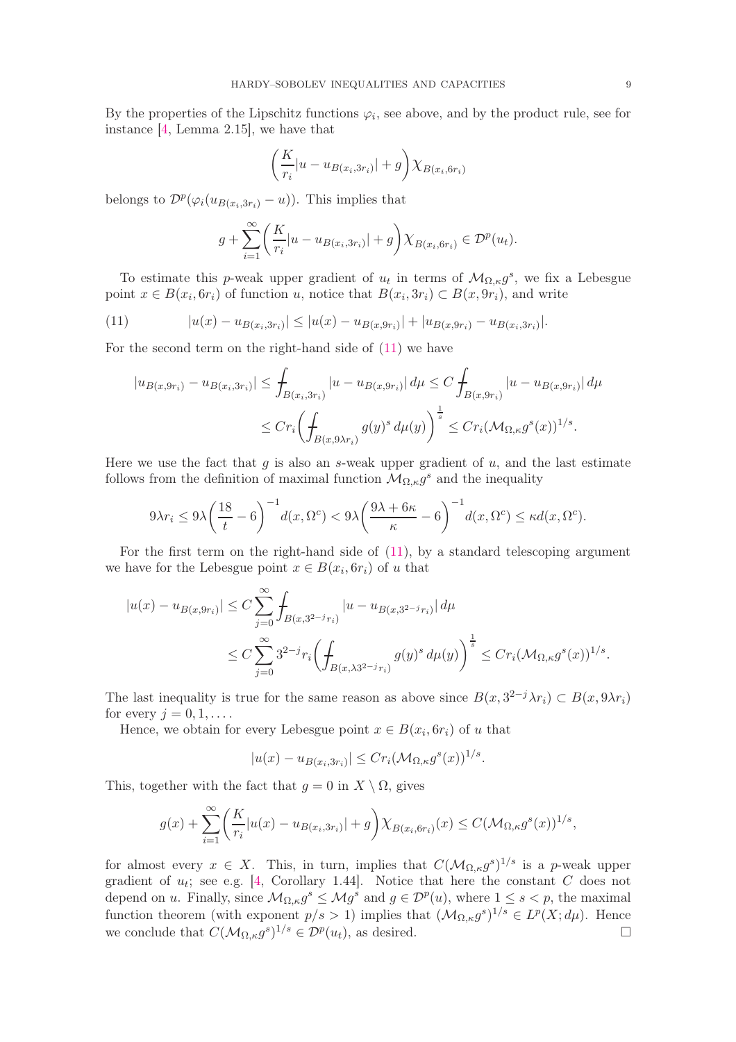By the properties of the Lipschitz functions $\varphi_i$, see above, and by the product rule, see for instance [4, Lemma 2.15], we have that

$$\left(\frac{K}{r_i}|u - u_{B(x_i,3r_i)}| + g\right)\chi_{B(x_i,6r_i)}$$

belongs to $\mathcal{D}^p(\varphi_i(u_{B(x_i,3r_i)} - u))$. This implies that

$$g + \sum_{i=1}^{\infty}\left(\frac{K}{r_i}|u - u_{B(x_i,3r_i)}| + g\right)\chi_{B(x_i,6r_i)} \in \mathcal{D}^p(u_t).$$

To estimate this $p$-weak upper gradient of $u_t$ in terms of $\mathcal{M}_{\Omega,\kappa}g^s$, we fix a Lebesgue point $x \in B(x_i,6r_i)$ of function $u$, notice that $B(x_i,3r_i) \subset B(x,9r_i)$, and write

$$|u(x) - u_{B(x_i,3r_i)}| \le |u(x) - u_{B(x,9r_i)}| + |u_{B(x,9r_i)} - u_{B(x_i,3r_i)}|. \tag{11}$$

For the second term on the right-hand side of (11) we have

$$\begin{aligned}|u_{B(x,9r_i)} - u_{B(x_i,3r_i)}| &\le \fint_{B(x_i,3r_i)} |u - u_{B(x,9r_i)}|\,d\mu \le C\fint_{B(x,9r_i)} |u - u_{B(x,9r_i)}|\,d\mu \\ &\le Cr_i\left(\fint_{B(x,9\lambda r_i)} g(y)^s\,d\mu(y)\right)^{\frac{1}{s}} \le Cr_i(\mathcal{M}_{\Omega,\kappa}g^s(x))^{1/s}.\end{aligned}$$

Here we use the fact that $g$ is also an $s$-weak upper gradient of $u$, and the last estimate follows from the definition of maximal function $\mathcal{M}_{\Omega,\kappa}g^s$ and the inequality

$$9\lambda r_i \le 9\lambda\left(\frac{18}{t} - 6\right)^{-1} d(x,\Omega^c) < 9\lambda\left(\frac{9\lambda + 6\kappa}{\kappa} - 6\right)^{-1} d(x,\Omega^c) \le \kappa d(x,\Omega^c).$$

For the first term on the right-hand side of (11), by a standard telescoping argument we have for the Lebesgue point $x \in B(x_i,6r_i)$ of $u$ that

$$\begin{aligned}|u(x) - u_{B(x,9r_i)}| &\le C\sum_{j=0}^{\infty}\fint_{B(x,3^{2-j}r_i)} |u - u_{B(x,3^{2-j}r_i)}|\,d\mu \\ &\le C\sum_{j=0}^{\infty} 3^{2-j}r_i\left(\fint_{B(x,\lambda 3^{2-j}r_i)} g(y)^s\,d\mu(y)\right)^{\frac{1}{s}} \le Cr_i(\mathcal{M}_{\Omega,\kappa}g^s(x))^{1/s}.\end{aligned}$$

The last inequality is true for the same reason as above since $B(x,3^{2-j}\lambda r_i) \subset B(x,9\lambda r_i)$ for every $j = 0,1,\ldots$.

Hence, we obtain for every Lebesgue point $x \in B(x_i,6r_i)$ of $u$ that

$$|u(x) - u_{B(x_i,3r_i)}| \le Cr_i(\mathcal{M}_{\Omega,\kappa}g^s(x))^{1/s}.$$

This, together with the fact that $g = 0$ in $X \setminus \Omega$, gives

$$g(x) + \sum_{i=1}^{\infty}\left(\frac{K}{r_i}|u(x) - u_{B(x_i,3r_i)}| + g\right)\chi_{B(x_i,6r_i)}(x) \le C(\mathcal{M}_{\Omega,\kappa}g^s(x))^{1/s},$$

for almost every $x \in X$. This, in turn, implies that $C(\mathcal{M}_{\Omega,\kappa}g^s)^{1/s}$ is a $p$-weak upper gradient of $u_t$; see e.g. [4, Corollary 1.44]. Notice that here the constant $C$ does not depend on $u$. Finally, since $\mathcal{M}_{\Omega,\kappa}g^s \le \mathcal{M}g^s$ and $g \in \mathcal{D}^p(u)$, where $1 \le s < p$, the maximal function theorem (with exponent $p/s > 1$) implies that $(\mathcal{M}_{\Omega,\kappa}g^s)^{1/s} \in L^p(X;d\mu)$. Hence we conclude that $C(\mathcal{M}_{\Omega,\kappa}g^s)^{1/s} \in \mathcal{D}^p(u_t)$, as desired. □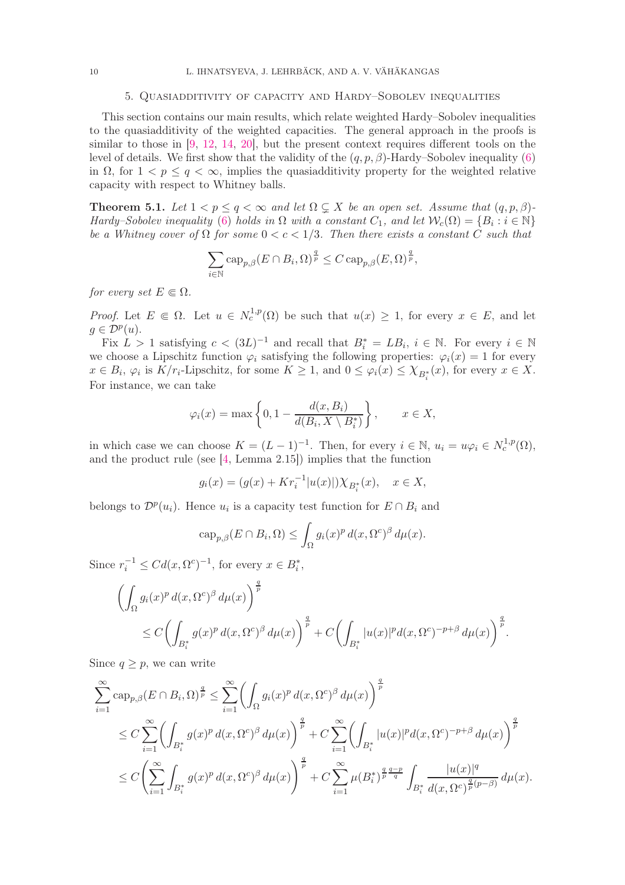## 5. Quasiadditivity of capacity and Hardy–Sobolev inequalities

This section contains our main results, which relate weighted Hardy–Sobolev inequalities to the quasiadditivity of the weighted capacities. The general approach in the proofs is similar to those in [9, 12, 14, 20], but the present context requires different tools on the level of details. We first show that the validity of the $(q,p,\beta)$-Hardy–Sobolev inequality (6) in $\Omega$, for $1 < p \le q < \infty$, implies the quasiadditivity property for the weighted relative capacity with respect to Whitney balls.

**Theorem 5.1.** *Let $1 < p \le q < \infty$ and let $\Omega \subsetneq X$ be an open set. Assume that $(q,p,\beta)$-Hardy–Sobolev inequality (6) holds in $\Omega$ with a constant $C_1$, and let $\mathcal{W}_c(\Omega) = \{B_i : i \in \mathbb{N}\}$ be a Whitney cover of $\Omega$ for some $0 < c < 1/3$. Then there exists a constant $C$ such that*

$$\sum_{i\in\mathbb{N}} \operatorname{cap}_{p,\beta}(E\cap B_i,\Omega)^{\frac{q}{p}} \le C \operatorname{cap}_{p,\beta}(E,\Omega)^{\frac{q}{p}},$$

*for every set $E \Subset \Omega$.*

*Proof.* Let $E \Subset \Omega$. Let $u \in N^{1,p}_c(\Omega)$ be such that $u(x) \ge 1$, for every $x \in E$, and let $g \in \mathcal{D}^p(u)$.

Fix $L > 1$ satisfying $c < (3L)^{-1}$ and recall that $B_i^* = LB_i$, $i \in \mathbb{N}$. For every $i \in \mathbb{N}$ we choose a Lipschitz function $\varphi_i$ satisfying the following properties: $\varphi_i(x) = 1$ for every $x \in B_i$, $\varphi_i$ is $K/r_i$-Lipschitz, for some $K \ge 1$, and $0 \le \varphi_i(x) \le \chi_{B_i^*}(x)$, for every $x \in X$. For instance, we can take

$$\varphi_i(x) = \max\left\{0, 1 - \frac{d(x,B_i)}{d(B_i, X\setminus B_i^*)}\right\}, \qquad x \in X,$$

in which case we can choose $K = (L-1)^{-1}$. Then, for every $i \in \mathbb{N}$, $u_i = u\varphi_i \in N^{1,p}_c(\Omega)$, and the product rule (see [4, Lemma 2.15]) implies that the function

$$g_i(x) = (g(x) + Kr_i^{-1}|u(x)|)\chi_{B_i^*}(x), \quad x \in X,$$

belongs to $\mathcal{D}^p(u_i)$. Hence $u_i$ is a capacity test function for $E \cap B_i$ and

$$\operatorname{cap}_{p,\beta}(E\cap B_i,\Omega) \le \int_\Omega g_i(x)^p\, d(x,\Omega^c)^\beta\, d\mu(x).$$

Since $r_i^{-1} \le Cd(x,\Omega^c)^{-1}$, for every $x \in B_i^*$,

$$\begin{aligned}
&\left(\int_\Omega g_i(x)^p\, d(x,\Omega^c)^\beta\, d\mu(x)\right)^{\frac{q}{p}} \\
&\qquad \le C\left(\int_{B_i^*} g(x)^p\, d(x,\Omega^c)^\beta\, d\mu(x)\right)^{\frac{q}{p}} + C\left(\int_{B_i^*} |u(x)|^p d(x,\Omega^c)^{-p+\beta}\, d\mu(x)\right)^{\frac{q}{p}}.
\end{aligned}$$

Since $q \ge p$, we can write

$$\begin{aligned}
\sum_{i=1}^\infty \operatorname{cap}_{p,\beta}(E\cap B_i,\Omega)^{\frac{q}{p}} &\le \sum_{i=1}^\infty \left(\int_\Omega g_i(x)^p\, d(x,\Omega^c)^\beta\, d\mu(x)\right)^{\frac{q}{p}} \\
&\le C\sum_{i=1}^\infty \left(\int_{B_i^*} g(x)^p\, d(x,\Omega^c)^\beta\, d\mu(x)\right)^{\frac{q}{p}} + C\sum_{i=1}^\infty \left(\int_{B_i^*} |u(x)|^p d(x,\Omega^c)^{-p+\beta}\, d\mu(x)\right)^{\frac{q}{p}} \\
&\le C\left(\sum_{i=1}^\infty \int_{B_i^*} g(x)^p\, d(x,\Omega^c)^\beta\, d\mu(x)\right)^{\frac{q}{p}} + C\sum_{i=1}^\infty \mu(B_i^*)^{\frac{q}{p}\frac{q-p}{q}} \int_{B_i^*} \frac{|u(x)|^q}{d(x,\Omega^c)^{\frac{q}{p}(p-\beta)}}\, d\mu(x).
\end{aligned}$$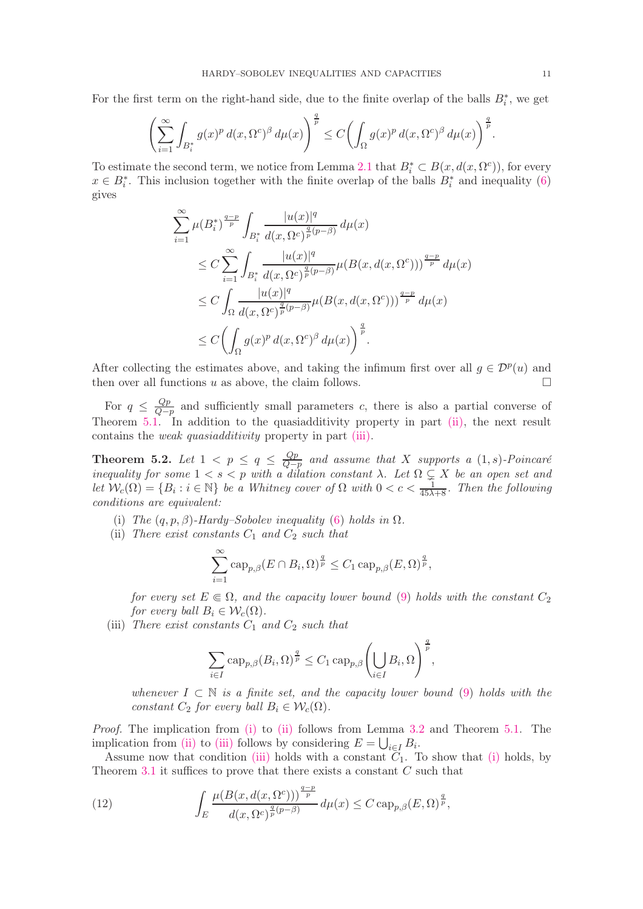For the first term on the right-hand side, due to the finite overlap of the balls $B_i^*$, we get

$$\bigg(\sum_{i=1}^\infty \int_{B_i^*} g(x)^p \, d(x,\Omega^c)^\beta \, d\mu(x)\bigg)^{\frac{q}{p}} \le C\bigg(\int_\Omega g(x)^p \, d(x,\Omega^c)^\beta \, d\mu(x)\bigg)^{\frac{q}{p}}.$$

To estimate the second term, we notice from Lemma 2.1 that $B_i^* \subset B(x, d(x,\Omega^c))$, for every $x \in B_i^*$. This inclusion together with the finite overlap of the balls $B_i^*$ and inequality (6) gives

$$\begin{aligned}
\sum_{i=1}^\infty \mu(B_i^*)^{\frac{q-p}{p}} &\int_{B_i^*} \frac{|u(x)|^q}{d(x,\Omega^c)^{\frac{q}{p}(p-\beta)}} \, d\mu(x) \\
&\le C \sum_{i=1}^\infty \int_{B_i^*} \frac{|u(x)|^q}{d(x,\Omega^c)^{\frac{q}{p}(p-\beta)}} \mu(B(x,d(x,\Omega^c)))^{\frac{q-p}{p}} \, d\mu(x) \\
&\le C \int_\Omega \frac{|u(x)|^q}{d(x,\Omega^c)^{\frac{q}{p}(p-\beta)}} \mu(B(x,d(x,\Omega^c)))^{\frac{q-p}{p}} \, d\mu(x) \\
&\le C\bigg(\int_\Omega g(x)^p \, d(x,\Omega^c)^\beta \, d\mu(x)\bigg)^{\frac{q}{p}}.
\end{aligned}$$

After collecting the estimates above, and taking the infimum first over all $g \in \mathcal{D}^p(u)$ and then over all functions $u$ as above, the claim follows. □

For $q \le \frac{Qp}{Q-p}$ and sufficiently small parameters $c$, there is also a partial converse of Theorem 5.1. In addition to the quasiadditivity property in part (ii), the next result contains the *weak quasiadditivity* property in part (iii).

**Theorem 5.2.** *Let $1 < p \le q \le \frac{Qp}{Q-p}$ and assume that $X$ supports a $(1,s)$-Poincaré inequality for some $1 < s < p$ with a dilation constant $\lambda$. Let $\Omega \subsetneq X$ be an open set and let $\mathcal{W}_c(\Omega) = \{B_i : i \in \mathbb{N}\}$ be a Whitney cover of $\Omega$ with $0 < c < \frac{1}{45\lambda+8}$. Then the following conditions are equivalent:*

(i) *The $(q,p,\beta)$-Hardy–Sobolev inequality (6) holds in $\Omega$.*

(ii) *There exist constants $C_1$ and $C_2$ such that*

$$\sum_{i=1}^\infty \operatorname{cap}_{p,\beta}(E \cap B_i, \Omega)^{\frac{q}{p}} \le C_1 \operatorname{cap}_{p,\beta}(E,\Omega)^{\frac{q}{p}},$$

*for every set $E \Subset \Omega$, and the capacity lower bound (9) holds with the constant $C_2$ for every ball $B_i \in \mathcal{W}_c(\Omega)$.*

(iii) *There exist constants $C_1$ and $C_2$ such that*

$$\sum_{i\in I} \operatorname{cap}_{p,\beta}(B_i,\Omega)^{\frac{q}{p}} \le C_1 \operatorname{cap}_{p,\beta}\bigg(\bigcup_{i\in I} B_i, \Omega\bigg)^{\frac{q}{p}},$$

*whenever $I \subset \mathbb{N}$ is a finite set, and the capacity lower bound (9) holds with the constant $C_2$ for every ball $B_i \in \mathcal{W}_c(\Omega)$.*

*Proof.* The implication from (i) to (ii) follows from Lemma 3.2 and Theorem 5.1. The implication from (ii) to (iii) follows by considering $E = \bigcup_{i\in I} B_i$.

Assume now that condition (iii) holds with a constant $C_1$. To show that (i) holds, by Theorem 3.1 it suffices to prove that there exists a constant $C$ such that

$$\int_E \frac{\mu(B(x,d(x,\Omega^c)))^{\frac{q-p}{p}}}{d(x,\Omega^c)^{\frac{q}{p}(p-\beta)}} \, d\mu(x) \le C \operatorname{cap}_{p,\beta}(E,\Omega)^{\frac{q}{p}}, \tag{12}$$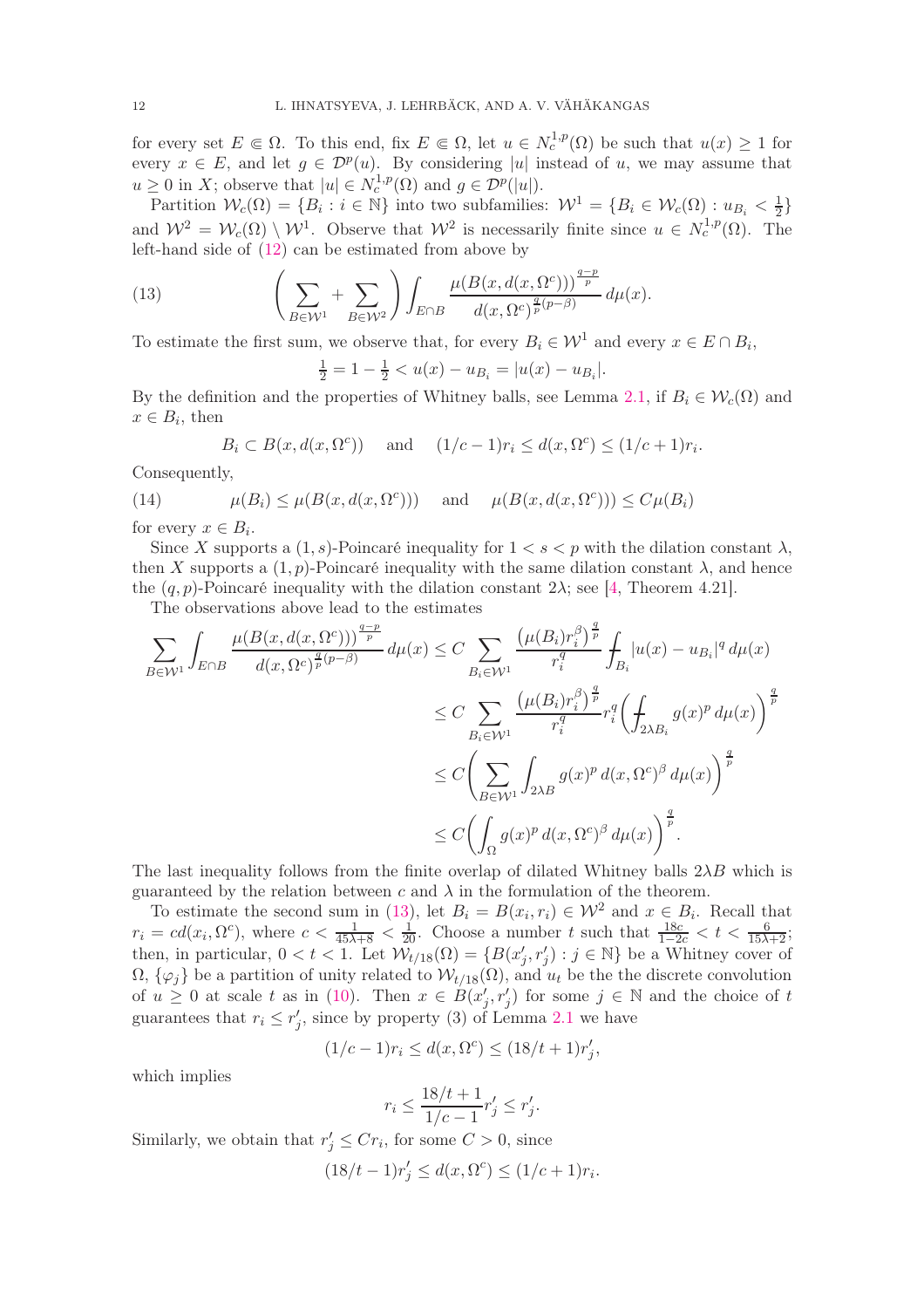for every set $E \Subset \Omega$. To this end, fix $E \Subset \Omega$, let $u \in N^{1,p}_c(\Omega)$ be such that $u(x) \geq 1$ for every $x \in E$, and let $g \in \mathcal{D}^p(u)$. By considering $|u|$ instead of $u$, we may assume that $u \geq 0$ in $X$; observe that $|u| \in N^{1,p}_c(\Omega)$ and $g \in \mathcal{D}^p(|u|)$.

Partition $\mathcal{W}_c(\Omega) = \{B_i : i \in \mathbb{N}\}$ into two subfamilies: $\mathcal{W}^1 = \{B_i \in \mathcal{W}_c(\Omega) : u_{B_i} < \frac{1}{2}\}$ and $\mathcal{W}^2 = \mathcal{W}_c(\Omega) \setminus \mathcal{W}^1$. Observe that $\mathcal{W}^2$ is necessarily finite since $u \in N^{1,p}_c(\Omega)$. The left-hand side of (12) can be estimated from above by

$$
\left( \sum_{B \in \mathcal{W}^1} + \sum_{B \in \mathcal{W}^2} \right) \int_{E \cap B} \frac{\mu(B(x, d(x,\Omega^c)))^{\frac{q-p}{p}}}{d(x,\Omega^c)^{\frac{q}{p}(p-\beta)}} \, d\mu(x). \tag{13}
$$

To estimate the first sum, we observe that, for every $B_i \in \mathcal{W}^1$ and every $x \in E \cap B_i$,

$$
\tfrac{1}{2} = 1 - \tfrac{1}{2} < u(x) - u_{B_i} = |u(x) - u_{B_i}|.
$$

By the definition and the properties of Whitney balls, see Lemma 2.1, if $B_i \in \mathcal{W}_c(\Omega)$ and $x \in B_i$, then

$$
B_i \subset B(x, d(x,\Omega^c)) \quad \text{and} \quad (1/c - 1) r_i \leq d(x,\Omega^c) \leq (1/c + 1) r_i.
$$

Consequently,

$$
\mu(B_i) \leq \mu(B(x, d(x,\Omega^c))) \quad \text{and} \quad \mu(B(x, d(x,\Omega^c))) \leq C\mu(B_i) \tag{14}
$$

for every $x \in B_i$.

Since $X$ supports a $(1,s)$-Poincaré inequality for $1 < s < p$ with the dilation constant $\lambda$, then $X$ supports a $(1,p)$-Poincaré inequality with the same dilation constant $\lambda$, and hence the $(q,p)$-Poincaré inequality with the dilation constant $2\lambda$; see [4, Theorem 4.21].

The observations above lead to the estimates

$$
\begin{aligned}
\sum_{B \in \mathcal{W}^1} \int_{E \cap B} \frac{\mu(B(x, d(x,\Omega^c)))^{\frac{q-p}{p}}}{d(x,\Omega^c)^{\frac{q}{p}(p-\beta)}} \, d\mu(x) &\leq C \sum_{B_i \in \mathcal{W}^1} \frac{\big(\mu(B_i) r_i^{\beta}\big)^{\frac{q}{p}}}{r_i^q} \fint_{B_i} |u(x) - u_{B_i}|^q \, d\mu(x) \\
&\leq C \sum_{B_i \in \mathcal{W}^1} \frac{\big(\mu(B_i) r_i^{\beta}\big)^{\frac{q}{p}}}{r_i^q} r_i^q \bigg( \fint_{2\lambda B_i} g(x)^p \, d\mu(x) \bigg)^{\frac{q}{p}} \\
&\leq C \bigg( \sum_{B \in \mathcal{W}^1} \int_{2\lambda B} g(x)^p \, d(x,\Omega^c)^{\beta} \, d\mu(x) \bigg)^{\frac{q}{p}} \\
&\leq C \bigg( \int_{\Omega} g(x)^p \, d(x,\Omega^c)^{\beta} \, d\mu(x) \bigg)^{\frac{q}{p}}.
\end{aligned}
$$

The last inequality follows from the finite overlap of dilated Whitney balls $2\lambda B$ which is guaranteed by the relation between $c$ and $\lambda$ in the formulation of the theorem.

To estimate the second sum in (13), let $B_i = B(x_i, r_i) \in \mathcal{W}^2$ and $x \in B_i$. Recall that $r_i = c d(x_i, \Omega^c)$, where $c < \frac{1}{45\lambda + 8} < \frac{1}{20}$. Choose a number $t$ such that $\frac{18c}{1-2c} < t < \frac{6}{15\lambda+2}$; then, in particular, $0 < t < 1$. Let $\mathcal{W}_{t/18}(\Omega) = \{B(x'_j, r'_j) : j \in \mathbb{N}\}$ be a Whitney cover of $\Omega$, $\{\varphi_j\}$ be a partition of unity related to $\mathcal{W}_{t/18}(\Omega)$, and $u_t$ be the the discrete convolution of $u \geq 0$ at scale $t$ as in (10). Then $x \in B(x'_j, r'_j)$ for some $j \in \mathbb{N}$ and the choice of $t$ guarantees that $r_i \leq r'_j$, since by property (3) of Lemma 2.1 we have

$$
(1/c - 1) r_i \leq d(x,\Omega^c) \leq (18/t + 1) r'_j,
$$

which implies

$$
r_i \leq \frac{18/t + 1}{1/c - 1} r'_j \leq r'_j.
$$

Similarly, we obtain that $r'_j \leq C r_i$, for some $C > 0$, since

$$
(18/t - 1) r'_j \leq d(x,\Omega^c) \leq (1/c + 1) r_i.
$$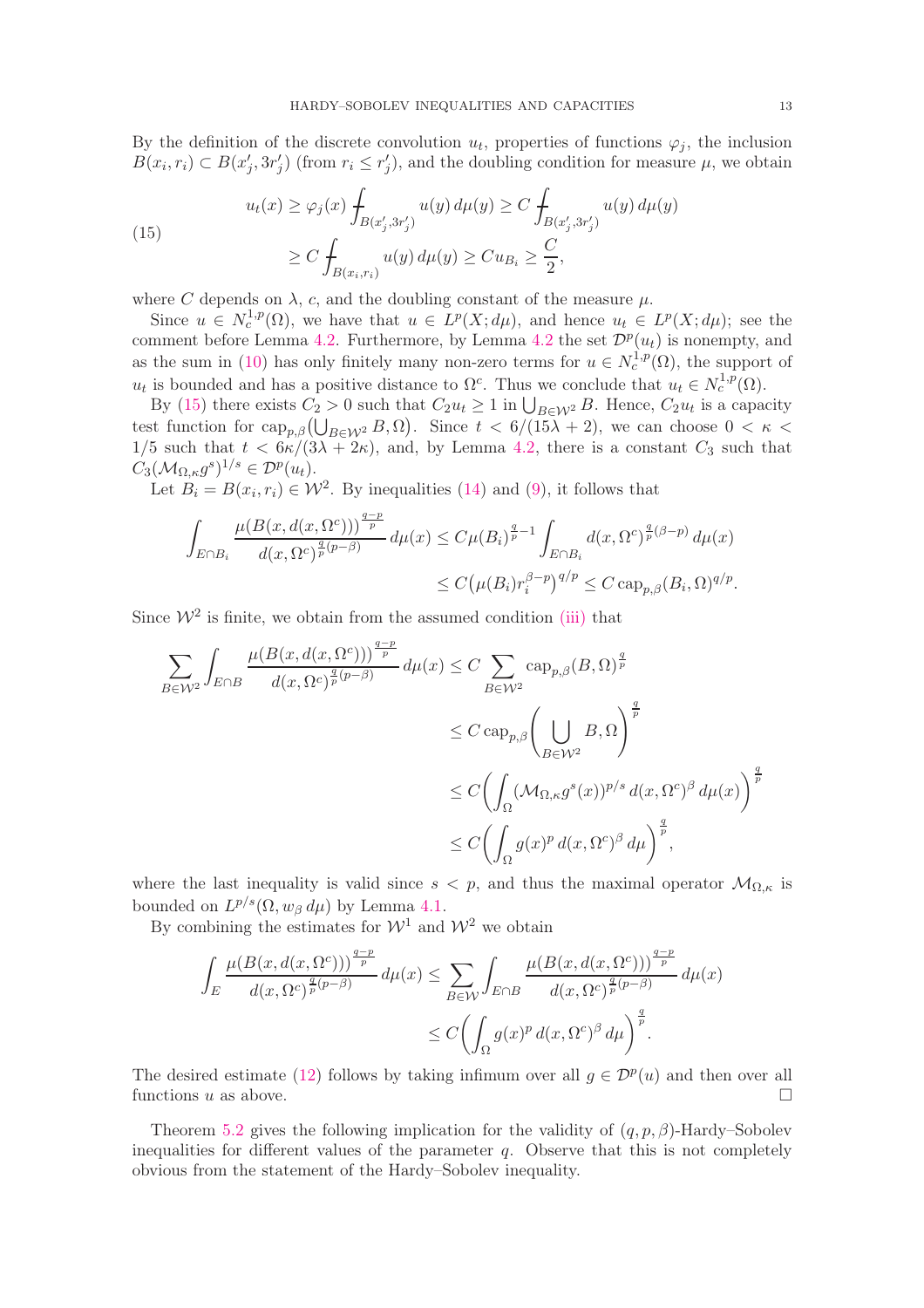By the definition of the discrete convolution $u_t$, properties of functions $\varphi_j$, the inclusion $B(x_i, r_i) \subset B(x_j', 3r_j')$ (from $r_i \le r_j'$), and the doubling condition for measure $\mu$, we obtain

$$
\begin{aligned}
u_t(x) &\ge \varphi_j(x) \fint_{B(x_j', 3r_j')} u(y)\, d\mu(y) \ge C \fint_{B(x_j', 3r_j')} u(y)\, d\mu(y) \\
&\ge C \fint_{B(x_i, r_i)} u(y)\, d\mu(y) \ge C u_{B_i} \ge \frac{C}{2},
\end{aligned} \tag{15}
$$

where $C$ depends on $\lambda$, $c$, and the doubling constant of the measure $\mu$.

Since $u \in N_c^{1,p}(\Omega)$, we have that $u \in L^p(X; d\mu)$, and hence $u_t \in L^p(X; d\mu)$; see the comment before Lemma 4.2. Furthermore, by Lemma 4.2 the set $\mathcal{D}^p(u_t)$ is nonempty, and as the sum in (10) has only finitely many non-zero terms for $u \in N_c^{1,p}(\Omega)$, the support of $u_t$ is bounded and has a positive distance to $\Omega^c$. Thus we conclude that $u_t \in N_c^{1,p}(\Omega)$.

By (15) there exists $C_2 > 0$ such that $C_2 u_t \ge 1$ in $\bigcup_{B \in \mathcal{W}^2} B$. Hence, $C_2 u_t$ is a capacity test function for $\operatorname{cap}_{p,\beta}\big(\bigcup_{B \in \mathcal{W}^2} B, \Omega\big)$. Since $t < 6/(15\lambda + 2)$, we can choose $0 < \kappa < 1/5$ such that $t < 6\kappa/(3\lambda + 2\kappa)$, and, by Lemma 4.2, there is a constant $C_3$ such that $C_3(\mathcal{M}_{\Omega,\kappa} g^s)^{1/s} \in \mathcal{D}^p(u_t)$.

Let $B_i = B(x_i, r_i) \in \mathcal{W}^2$. By inequalities (14) and (9), it follows that

$$
\begin{aligned}
\int_{E \cap B_i} \frac{\mu(B(x, d(x, \Omega^c)))^{\frac{q-p}{p}}}{d(x, \Omega^c)^{\frac{q}{p}(p-\beta)}}\, d\mu(x) &\le C \mu(B_i)^{\frac{q}{p}-1} \int_{E \cap B_i} d(x, \Omega^c)^{\frac{q}{p}(\beta - p)}\, d\mu(x) \\
&\le C\big(\mu(B_i) r_i^{\beta - p}\big)^{q/p} \le C \operatorname{cap}_{p,\beta}(B_i, \Omega)^{q/p}.
\end{aligned}
$$

Since $\mathcal{W}^2$ is finite, we obtain from the assumed condition (iii) that

$$
\begin{aligned}
\sum_{B \in \mathcal{W}^2} \int_{E \cap B} \frac{\mu(B(x, d(x, \Omega^c)))^{\frac{q-p}{p}}}{d(x, \Omega^c)^{\frac{q}{p}(p-\beta)}}\, d\mu(x) &\le C \sum_{B \in \mathcal{W}^2} \operatorname{cap}_{p,\beta}(B, \Omega)^{\frac{q}{p}} \\
&\le C \operatorname{cap}_{p,\beta}\bigg(\bigcup_{B \in \mathcal{W}^2} B, \Omega\bigg)^{\frac{q}{p}} \\
&\le C\bigg(\int_\Omega (\mathcal{M}_{\Omega,\kappa} g^s(x))^{p/s} d(x, \Omega^c)^\beta\, d\mu(x)\bigg)^{\frac{q}{p}} \\
&\le C\bigg(\int_\Omega g(x)^p d(x, \Omega^c)^\beta\, d\mu\bigg)^{\frac{q}{p}},
\end{aligned}
$$

where the last inequality is valid since $s < p$, and thus the maximal operator $\mathcal{M}_{\Omega,\kappa}$ is bounded on $L^{p/s}(\Omega, w_\beta\, d\mu)$ by Lemma 4.1.

By combining the estimates for $\mathcal{W}^1$ and $\mathcal{W}^2$ we obtain

$$
\begin{aligned}
\int_E \frac{\mu(B(x, d(x, \Omega^c)))^{\frac{q-p}{p}}}{d(x, \Omega^c)^{\frac{q}{p}(p-\beta)}}\, d\mu(x) &\le \sum_{B \in \mathcal{W}} \int_{E \cap B} \frac{\mu(B(x, d(x, \Omega^c)))^{\frac{q-p}{p}}}{d(x, \Omega^c)^{\frac{q}{p}(p-\beta)}}\, d\mu(x) \\
&\le C\bigg(\int_\Omega g(x)^p d(x, \Omega^c)^\beta\, d\mu\bigg)^{\frac{q}{p}}.
\end{aligned}
$$

The desired estimate (12) follows by taking infimum over all $g \in \mathcal{D}^p(u)$ and then over all functions $u$ as above. $\square$

Theorem 5.2 gives the following implication for the validity of $(q, p, \beta)$-Hardy–Sobolev inequalities for different values of the parameter $q$. Observe that this is not completely obvious from the statement of the Hardy–Sobolev inequality.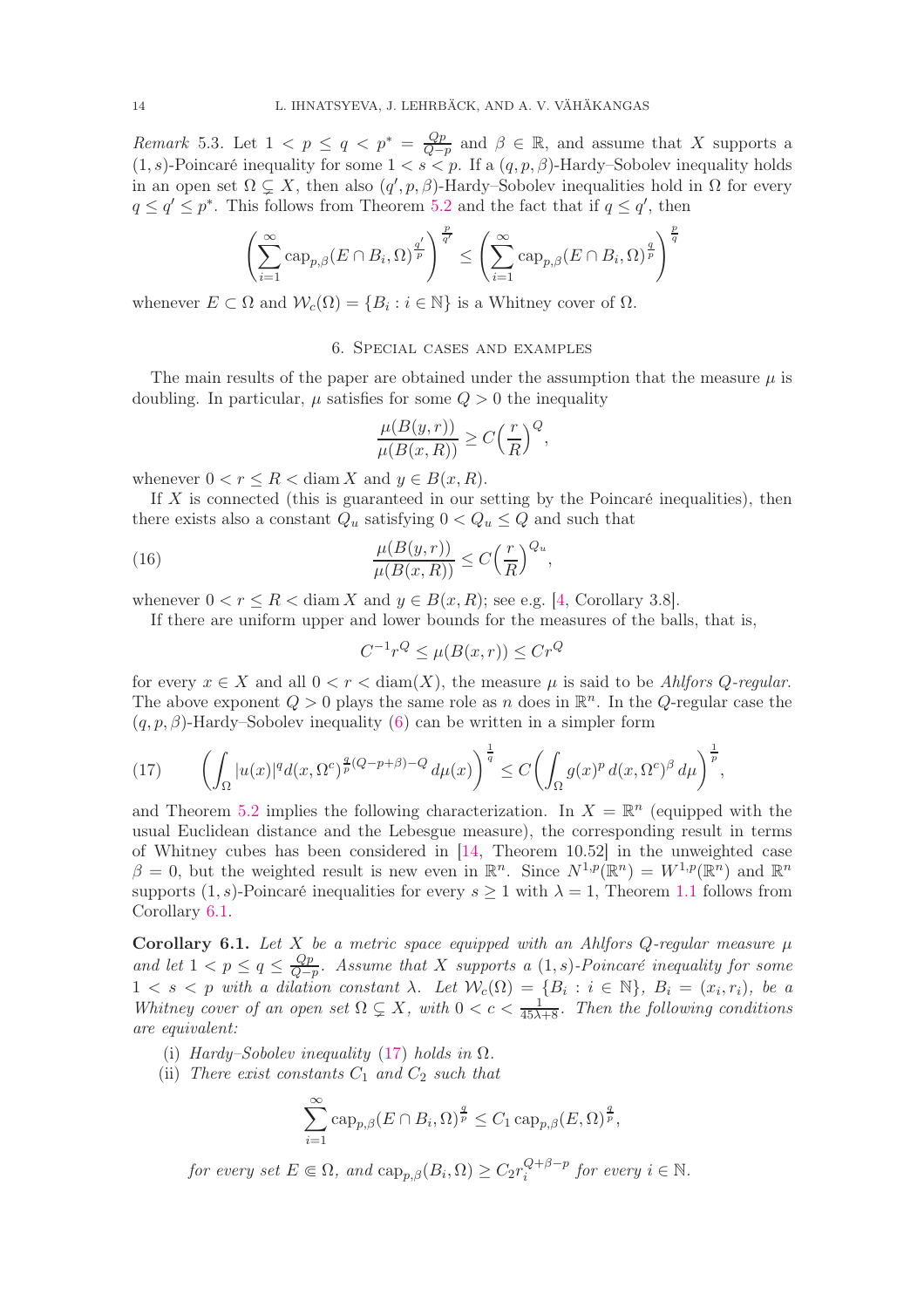*Remark* 5.3. Let $1 < p \le q < p^* = \frac{Qp}{Q-p}$ and $\beta \in \mathbb{R}$, and assume that $X$ supports a $(1,s)$-Poincaré inequality for some $1 < s < p$. If a $(q,p,\beta)$-Hardy–Sobolev inequality holds in an open set $\Omega \subsetneq X$, then also $(q',p,\beta)$-Hardy–Sobolev inequalities hold in $\Omega$ for every $q \le q' \le p^*$. This follows from Theorem 5.2 and the fact that if $q \le q'$, then

$$\left(\sum_{i=1}^{\infty} \operatorname{cap}_{p,\beta}(E \cap B_i, \Omega)^{\frac{q'}{p}}\right)^{\frac{p}{q'}} \le \left(\sum_{i=1}^{\infty} \operatorname{cap}_{p,\beta}(E \cap B_i, \Omega)^{\frac{q}{p}}\right)^{\frac{p}{q}}$$

whenever $E \subset \Omega$ and $\mathcal{W}_c(\Omega) = \{B_i : i \in \mathbb{N}\}$ is a Whitney cover of $\Omega$.

## 6. Special cases and examples

The main results of the paper are obtained under the assumption that the measure $\mu$ is doubling. In particular, $\mu$ satisfies for some $Q > 0$ the inequality

$$\frac{\mu(B(y,r))}{\mu(B(x,R))} \ge C\Big(\frac{r}{R}\Big)^{Q},$$

whenever $0 < r \le R < \operatorname{diam} X$ and $y \in B(x,R)$.

If $X$ is connected (this is guaranteed in our setting by the Poincaré inequalities), then there exists also a constant $Q_u$ satisfying $0 < Q_u \le Q$ and such that

$$\frac{\mu(B(y,r))}{\mu(B(x,R))} \le C\Big(\frac{r}{R}\Big)^{Q_u}, \tag{16}$$

whenever $0 < r \le R < \operatorname{diam} X$ and $y \in B(x,R)$; see e.g. [4, Corollary 3.8].

If there are uniform upper and lower bounds for the measures of the balls, that is,

$$C^{-1} r^Q \le \mu(B(x,r)) \le C r^Q$$

for every $x \in X$ and all $0 < r < \operatorname{diam}(X)$, the measure $\mu$ is said to be *Ahlfors $Q$-regular*. The above exponent $Q > 0$ plays the same role as $n$ does in $\mathbb{R}^n$. In the $Q$-regular case the $(q,p,\beta)$-Hardy–Sobolev inequality (6) can be written in a simpler form

$$\left(\int_\Omega |u(x)|^q d(x,\Omega^c)^{\frac{q}{p}(Q-p+\beta)-Q}\, d\mu(x)\right)^{\frac{1}{q}} \le C\left(\int_\Omega g(x)^p\, d(x,\Omega^c)^\beta\, d\mu\right)^{\frac{1}{p}}, \tag{17}$$

and Theorem 5.2 implies the following characterization. In $X = \mathbb{R}^n$ (equipped with the usual Euclidean distance and the Lebesgue measure), the corresponding result in terms of Whitney cubes has been considered in [14, Theorem 10.52] in the unweighted case $\beta = 0$, but the weighted result is new even in $\mathbb{R}^n$. Since $N^{1,p}(\mathbb{R}^n) = W^{1,p}(\mathbb{R}^n)$ and $\mathbb{R}^n$ supports $(1,s)$-Poincaré inequalities for every $s \ge 1$ with $\lambda = 1$, Theorem 1.1 follows from Corollary 6.1.

**Corollary 6.1.** *Let $X$ be a metric space equipped with an Ahlfors $Q$-regular measure $\mu$ and let $1 < p \le q \le \frac{Qp}{Q-p}$. Assume that $X$ supports a $(1,s)$-Poincaré inequality for some $1 < s < p$ with a dilation constant $\lambda$. Let $\mathcal{W}_c(\Omega) = \{B_i : i \in \mathbb{N}\}$, $B_i = (x_i, r_i)$, be a Whitney cover of an open set $\Omega \subsetneq X$, with $0 < c < \frac{1}{45\lambda+8}$. Then the following conditions are equivalent:*

(i) *Hardy–Sobolev inequality (17) holds in $\Omega$.*

(ii) *There exist constants $C_1$ and $C_2$ such that*

$$\sum_{i=1}^{\infty} \operatorname{cap}_{p,\beta}(E \cap B_i, \Omega)^{\frac{q}{p}} \le C_1 \operatorname{cap}_{p,\beta}(E, \Omega)^{\frac{q}{p}},$$

*for every set $E \Subset \Omega$, and $\operatorname{cap}_{p,\beta}(B_i, \Omega) \ge C_2 r_i^{Q+\beta-p}$ for every $i \in \mathbb{N}$.*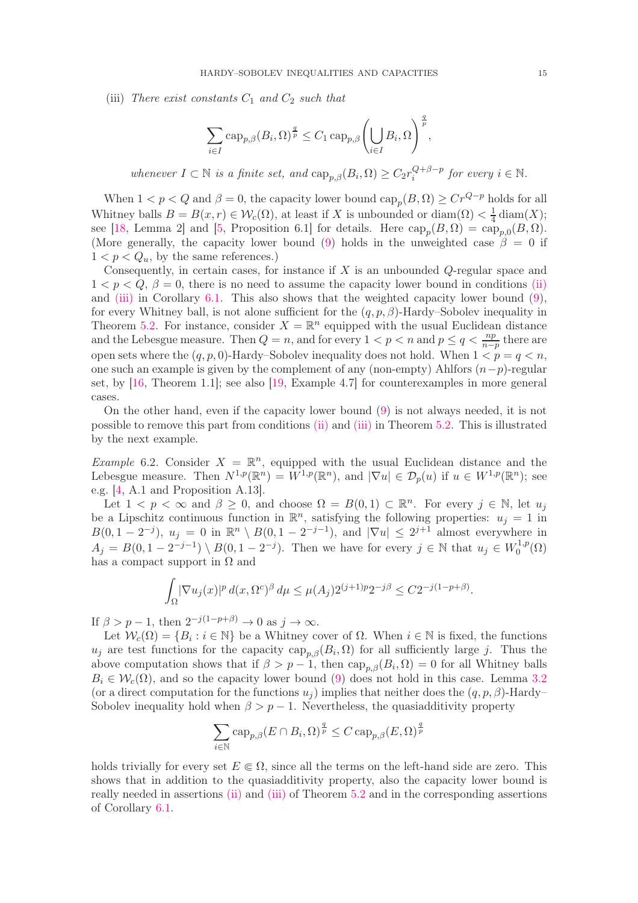(iii) *There exist constants $C_1$ and $C_2$ such that*

$$\sum_{i\in I} \operatorname{cap}_{p,\beta}(B_i,\Omega)^{\frac{q}{p}} \le C_1 \operatorname{cap}_{p,\beta}\biggl(\bigcup_{i\in I} B_i,\Omega\biggr)^{\frac{q}{p}},$$

*whenever $I\subset\mathbb{N}$ is a finite set, and $\operatorname{cap}_{p,\beta}(B_i,\Omega)\ge C_2 r_i^{Q+\beta-p}$ for every $i\in\mathbb{N}$.*

When $1<p<Q$ and $\beta=0$, the capacity lower bound $\operatorname{cap}_p(B,\Omega)\ge Cr^{Q-p}$ holds for all Whitney balls $B=B(x,r)\in\mathcal{W}_c(\Omega)$, at least if $X$ is unbounded or $\operatorname{diam}(\Omega)<\frac14\operatorname{diam}(X)$; see [18, Lemma 2] and [5, Proposition 6.1] for details. Here $\operatorname{cap}_p(B,\Omega)=\operatorname{cap}_{p,0}(B,\Omega)$. (More generally, the capacity lower bound (9) holds in the unweighted case $\beta=0$ if $1<p<Q_u$, by the same references.)

Consequently, in certain cases, for instance if $X$ is an unbounded $Q$-regular space and $1<p<Q$, $\beta=0$, there is no need to assume the capacity lower bound in conditions (ii) and (iii) in Corollary 6.1. This also shows that the weighted capacity lower bound (9), for every Whitney ball, is not alone sufficient for the $(q,p,\beta)$-Hardy–Sobolev inequality in Theorem 5.2. For instance, consider $X=\mathbb{R}^n$ equipped with the usual Euclidean distance and the Lebesgue measure. Then $Q=n$, and for every $1<p<n$ and $p\le q<\frac{np}{n-p}$ there are open sets where the $(q,p,0)$-Hardy–Sobolev inequality does not hold. When $1<p=q<n$, one such an example is given by the complement of any (non-empty) Ahlfors $(n-p)$-regular set, by [16, Theorem 1.1]; see also [19, Example 4.7] for counterexamples in more general cases.

On the other hand, even if the capacity lower bound (9) is not always needed, it is not possible to remove this part from conditions (ii) and (iii) in Theorem 5.2. This is illustrated by the next example.

*Example* 6.2. Consider $X=\mathbb{R}^n$, equipped with the usual Euclidean distance and the Lebesgue measure. Then $N^{1,p}(\mathbb{R}^n)=W^{1,p}(\mathbb{R}^n)$, and $|\nabla u|\in\mathcal{D}_p(u)$ if $u\in W^{1,p}(\mathbb{R}^n)$; see e.g. [4, A.1 and Proposition A.13].

Let $1<p<\infty$ and $\beta\ge 0$, and choose $\Omega=B(0,1)\subset\mathbb{R}^n$. For every $j\in\mathbb{N}$, let $u_j$ be a Lipschitz continuous function in $\mathbb{R}^n$, satisfying the following properties: $u_j=1$ in $B(0,1-2^{-j})$, $u_j=0$ in $\mathbb{R}^n\setminus B(0,1-2^{-j-1})$, and $|\nabla u|\le 2^{j+1}$ almost everywhere in $A_j=B(0,1-2^{-j-1})\setminus B(0,1-2^{-j})$. Then we have for every $j\in\mathbb{N}$ that $u_j\in W_0^{1,p}(\Omega)$ has a compact support in $\Omega$ and

$$\int_\Omega |\nabla u_j(x)|^p\,d(x,\Omega^c)^\beta\,d\mu \le \mu(A_j)2^{(j+1)p}2^{-j\beta}\le C2^{-j(1-p+\beta)}.$$

If $\beta>p-1$, then $2^{-j(1-p+\beta)}\to 0$ as $j\to\infty$.

Let $\mathcal{W}_c(\Omega)=\{B_i : i\in\mathbb{N}\}$ be a Whitney cover of $\Omega$. When $i\in\mathbb{N}$ is fixed, the functions $u_j$ are test functions for the capacity $\operatorname{cap}_{p,\beta}(B_i,\Omega)$ for all sufficiently large $j$. Thus the above computation shows that if $\beta>p-1$, then $\operatorname{cap}_{p,\beta}(B_i,\Omega)=0$ for all Whitney balls $B_i\in\mathcal{W}_c(\Omega)$, and so the capacity lower bound (9) does not hold in this case. Lemma 3.2 (or a direct computation for the functions $u_j$) implies that neither does the $(q,p,\beta)$-Hardy–Sobolev inequality hold when $\beta>p-1$. Nevertheless, the quasiadditivity property

$$\sum_{i\in\mathbb{N}} \operatorname{cap}_{p,\beta}(E\cap B_i,\Omega)^{\frac{q}{p}} \le C\operatorname{cap}_{p,\beta}(E,\Omega)^{\frac{q}{p}}$$

holds trivially for every set $E\Subset\Omega$, since all the terms on the left-hand side are zero. This shows that in addition to the quasiadditivity property, also the capacity lower bound is really needed in assertions (ii) and (iii) of Theorem 5.2 and in the corresponding assertions of Corollary 6.1.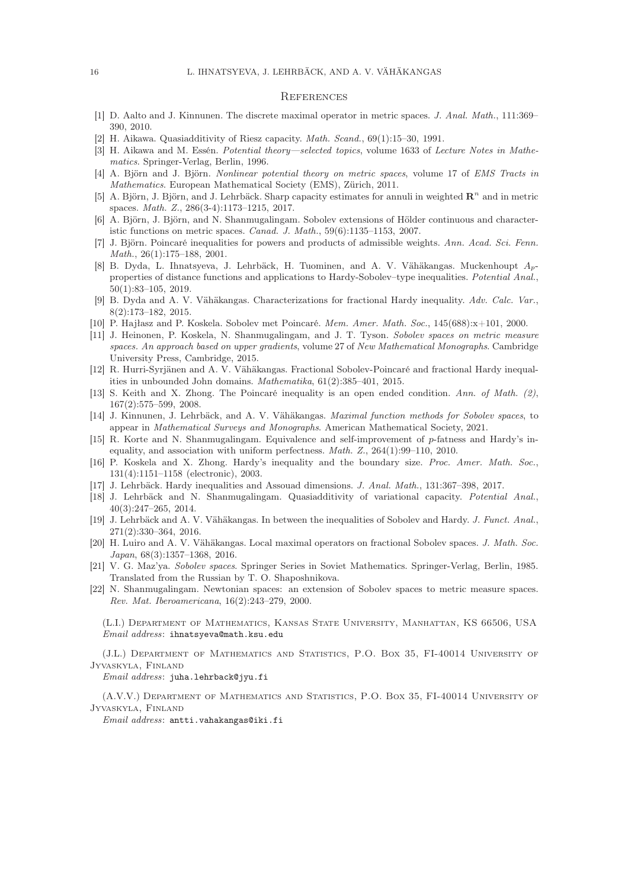## References

[1] D. Aalto and J. Kinnunen. The discrete maximal operator in metric spaces. *J. Anal. Math.*, 111:369–390, 2010.

[2] H. Aikawa. Quasiadditivity of Riesz capacity. *Math. Scand.*, 69(1):15–30, 1991.

[3] H. Aikawa and M. Essén. *Potential theory—selected topics*, volume 1633 of *Lecture Notes in Mathematics*. Springer-Verlag, Berlin, 1996.

[4] A. Björn and J. Björn. *Nonlinear potential theory on metric spaces*, volume 17 of *EMS Tracts in Mathematics*. European Mathematical Society (EMS), Zürich, 2011.

[5] A. Björn, J. Björn, and J. Lehrbäck. Sharp capacity estimates for annuli in weighted $\mathbf{R}^n$ and in metric spaces. *Math. Z.*, 286(3-4):1173–1215, 2017.

[6] A. Björn, J. Björn, and N. Shanmugalingam. Sobolev extensions of Hölder continuous and characteristic functions on metric spaces. *Canad. J. Math.*, 59(6):1135–1153, 2007.

[7] J. Björn. Poincaré inequalities for powers and products of admissible weights. *Ann. Acad. Sci. Fenn. Math.*, 26(1):175–188, 2001.

[8] B. Dyda, L. Ihnatsyeva, J. Lehrbäck, H. Tuominen, and A. V. Vähäkangas. Muckenhoupt $A_p$-properties of distance functions and applications to Hardy-Sobolev–type inequalities. *Potential Anal.*, 50(1):83–105, 2019.

[9] B. Dyda and A. V. Vähäkangas. Characterizations for fractional Hardy inequality. *Adv. Calc. Var.*, 8(2):173–182, 2015.

[10] P. Hajłasz and P. Koskela. Sobolev met Poincaré. *Mem. Amer. Math. Soc.*, 145(688):x+101, 2000.

[11] J. Heinonen, P. Koskela, N. Shanmugalingam, and J. T. Tyson. *Sobolev spaces on metric measure spaces. An approach based on upper gradients*, volume 27 of *New Mathematical Monographs*. Cambridge University Press, Cambridge, 2015.

[12] R. Hurri-Syrjänen and A. V. Vähäkangas. Fractional Sobolev-Poincaré and fractional Hardy inequalities in unbounded John domains. *Mathematika*, 61(2):385–401, 2015.

[13] S. Keith and X. Zhong. The Poincaré inequality is an open ended condition. *Ann. of Math. (2)*, 167(2):575–599, 2008.

[14] J. Kinnunen, J. Lehrbäck, and A. V. Vähäkangas. *Maximal function methods for Sobolev spaces*, to appear in *Mathematical Surveys and Monographs*. American Mathematical Society, 2021.

[15] R. Korte and N. Shanmugalingam. Equivalence and self-improvement of $p$-fatness and Hardy's inequality, and association with uniform perfectness. *Math. Z.*, 264(1):99–110, 2010.

[16] P. Koskela and X. Zhong. Hardy's inequality and the boundary size. *Proc. Amer. Math. Soc.*, 131(4):1151–1158 (electronic), 2003.

[17] J. Lehrbäck. Hardy inequalities and Assouad dimensions. *J. Anal. Math.*, 131:367–398, 2017.

[18] J. Lehrbäck and N. Shanmugalingam. Quasiadditivity of variational capacity. *Potential Anal.*, 40(3):247–265, 2014.

[19] J. Lehrbäck and A. V. Vähäkangas. In between the inequalities of Sobolev and Hardy. *J. Funct. Anal.*, 271(2):330–364, 2016.

[20] H. Luiro and A. V. Vähäkangas. Local maximal operators on fractional Sobolev spaces. *J. Math. Soc. Japan*, 68(3):1357–1368, 2016.

[21] V. G. Maz'ya. *Sobolev spaces*. Springer Series in Soviet Mathematics. Springer-Verlag, Berlin, 1985. Translated from the Russian by T. O. Shaposhnikova.

[22] N. Shanmugalingam. Newtonian spaces: an extension of Sobolev spaces to metric measure spaces. *Rev. Mat. Iberoamericana*, 16(2):243–279, 2000.

(L.I.) Department of Mathematics, Kansas State University, Manhattan, KS 66506, USA
*Email address*: ihnatsyeva@math.ksu.edu

(J.L.) Department of Mathematics and Statistics, P.O. Box 35, FI-40014 University of Jyvaskyla, Finland
*Email address*: juha.lehrback@jyu.fi

(A.V.V.) Department of Mathematics and Statistics, P.O. Box 35, FI-40014 University of Jyvaskyla, Finland
*Email address*: antti.vahakangas@iki.fi